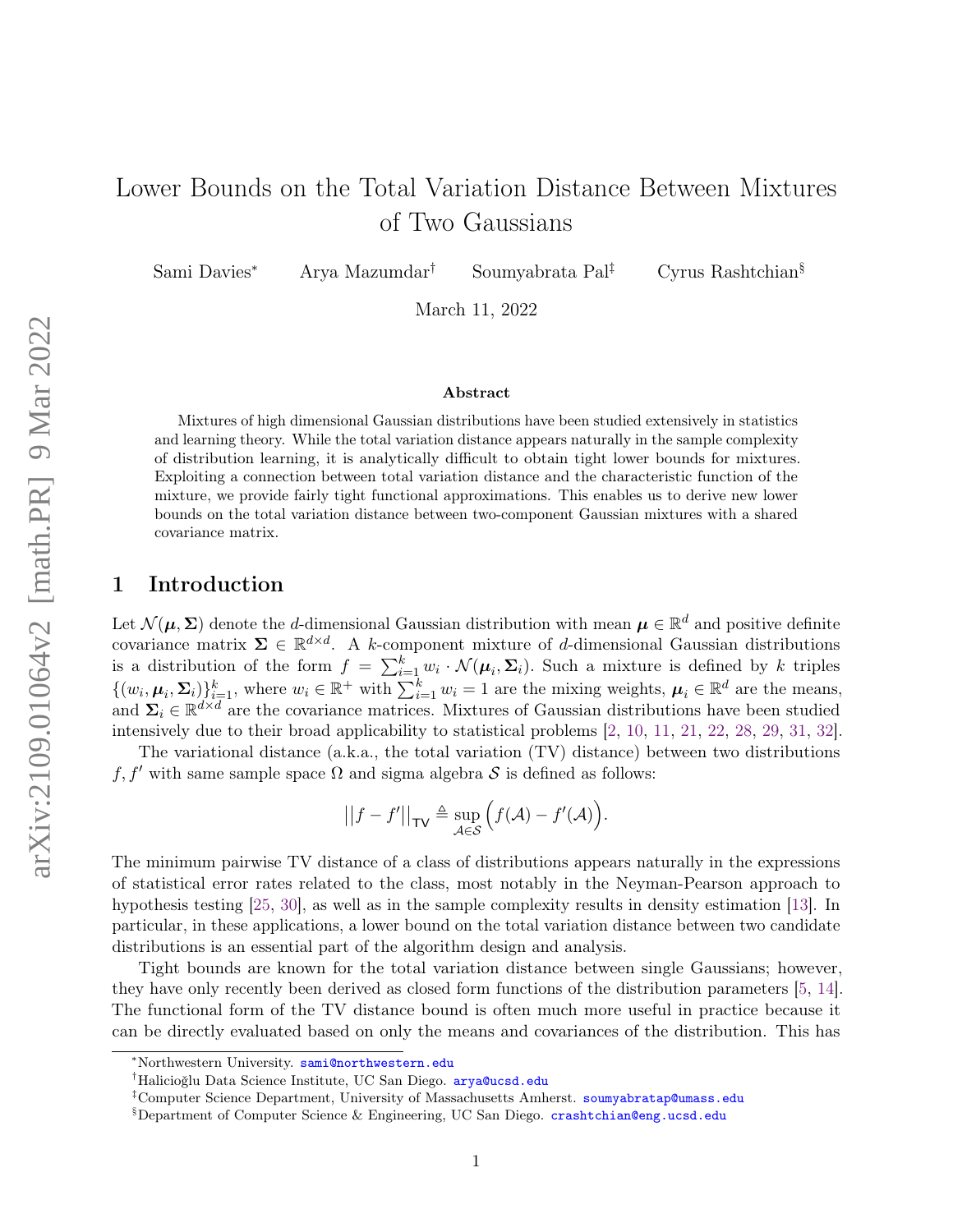# Lower Bounds on the Total Variation Distance Between Mixtures of Two Gaussians

Sami Davies[*] Arya Mazumdar[†] Soumyabrata Pal[‡] Cyrus Rashtchian[§]

March 11, 2022

### Abstract

Mixtures of high dimensional Gaussian distributions have been studied extensively in statistics and learning theory. While the total variation distance appears naturally in the sample complexity of distribution learning, it is analytically difficult to obtain tight lower bounds for mixtures. Exploiting a connection between total variation distance and the characteristic function of the mixture, we provide fairly tight functional approximations. This enables us to derive new lower bounds on the total variation distance between two-component Gaussian mixtures with a shared covariance matrix.

## 1 Introduction

Let $\mathcal{N}(\boldsymbol{\mu}, \boldsymbol{\Sigma})$ denote the $d$-dimensional Gaussian distribution with mean $\boldsymbol{\mu} \in \mathbb{R}^d$ and positive definite covariance matrix $\boldsymbol{\Sigma} \in \mathbb{R}^{d \times d}$. A $k$-component mixture of $d$-dimensional Gaussian distributions is a distribution of the form $f = \sum_{i=1}^{k} w_i \cdot \mathcal{N}(\boldsymbol{\mu}_i, \boldsymbol{\Sigma}_i)$. Such a mixture is defined by $k$ triples $\{(w_i, \boldsymbol{\mu}_i, \boldsymbol{\Sigma}_i)\}_{i=1}^{k}$, where $w_i \in \mathbb{R}^+$ with $\sum_{i=1}^{k} w_i = 1$ are the mixing weights, $\boldsymbol{\mu}_i \in \mathbb{R}^d$ are the means, and $\boldsymbol{\Sigma}_i \in \mathbb{R}^{d \times d}$ are the covariance matrices. Mixtures of Gaussian distributions have been studied intensively due to their broad applicability to statistical problems [2, 10, 11, 21, 22, 28, 29, 31, 32].

The variational distance (a.k.a., the total variation (TV) distance) between two distributions $f, f'$ with same sample space $\Omega$ and sigma algebra $\mathcal{S}$ is defined as follows:

$$||f - f'||_{\mathsf{TV}} \triangleq \sup_{\mathcal{A} \in \mathcal{S}} \Big( f(\mathcal{A}) - f'(\mathcal{A}) \Big).$$

The minimum pairwise TV distance of a class of distributions appears naturally in the expressions of statistical error rates related to the class, most notably in the Neyman-Pearson approach to hypothesis testing [25, 30], as well as in the sample complexity results in density estimation [13]. In particular, in these applications, a lower bound on the total variation distance between two candidate distributions is an essential part of the algorithm design and analysis.

Tight bounds are known for the total variation distance between single Gaussians; however, they have only recently been derived as closed form functions of the distribution parameters [5, 14]. The functional form of the TV distance bound is often much more useful in practice because it can be directly evaluated based on only the means and covariances of the distribution. This has

---

[*]Northwestern University. sami@northwestern.edu

[†]Halıcıoğlu Data Science Institute, UC San Diego. arya@ucsd.edu

[‡]Computer Science Department, University of Massachusetts Amherst. soumyabratap@umass.edu

[§]Department of Computer Science & Engineering, UC San Diego. crashtchian@eng.ucsd.edu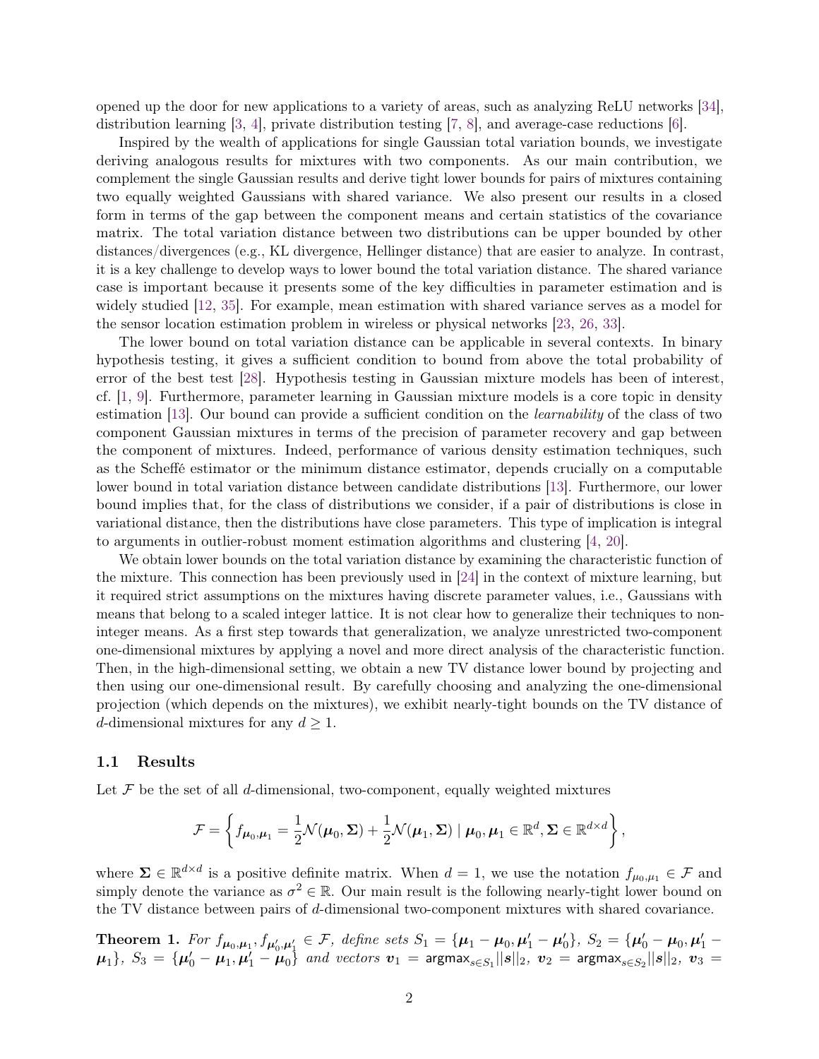opened up the door for new applications to a variety of areas, such as analyzing ReLU networks [34], distribution learning [3, 4], private distribution testing [7, 8], and average-case reductions [6].

Inspired by the wealth of applications for single Gaussian total variation bounds, we investigate deriving analogous results for mixtures with two components. As our main contribution, we complement the single Gaussian results and derive tight lower bounds for pairs of mixtures containing two equally weighted Gaussians with shared variance. We also present our results in a closed form in terms of the gap between the component means and certain statistics of the covariance matrix. The total variation distance between two distributions can be upper bounded by other distances/divergences (e.g., KL divergence, Hellinger distance) that are easier to analyze. In contrast, it is a key challenge to develop ways to lower bound the total variation distance. The shared variance case is important because it presents some of the key difficulties in parameter estimation and is widely studied [12, 35]. For example, mean estimation with shared variance serves as a model for the sensor location estimation problem in wireless or physical networks [23, 26, 33].

The lower bound on total variation distance can be applicable in several contexts. In binary hypothesis testing, it gives a sufficient condition to bound from above the total probability of error of the best test [28]. Hypothesis testing in Gaussian mixture models has been of interest, cf. [1, 9]. Furthermore, parameter learning in Gaussian mixture models is a core topic in density estimation [13]. Our bound can provide a sufficient condition on the *learnability* of the class of two component Gaussian mixtures in terms of the precision of parameter recovery and gap between the component of mixtures. Indeed, performance of various density estimation techniques, such as the Scheffé estimator or the minimum distance estimator, depends crucially on a computable lower bound in total variation distance between candidate distributions [13]. Furthermore, our lower bound implies that, for the class of distributions we consider, if a pair of distributions is close in variational distance, then the distributions have close parameters. This type of implication is integral to arguments in outlier-robust moment estimation algorithms and clustering [4, 20].

We obtain lower bounds on the total variation distance by examining the characteristic function of the mixture. This connection has been previously used in [24] in the context of mixture learning, but it required strict assumptions on the mixtures having discrete parameter values, i.e., Gaussians with means that belong to a scaled integer lattice. It is not clear how to generalize their techniques to non-integer means. As a first step towards that generalization, we analyze unrestricted two-component one-dimensional mixtures by applying a novel and more direct analysis of the characteristic function. Then, in the high-dimensional setting, we obtain a new TV distance lower bound by projecting and then using our one-dimensional result. By carefully choosing and analyzing the one-dimensional projection (which depends on the mixtures), we exhibit nearly-tight bounds on the TV distance of $d$-dimensional mixtures for any $d \geq 1$.

### 1.1 Results

Let $\mathcal{F}$ be the set of all $d$-dimensional, two-component, equally weighted mixtures

$$\mathcal{F} = \left\{ f_{\boldsymbol{\mu}_0, \boldsymbol{\mu}_1} = \frac{1}{2}\mathcal{N}(\boldsymbol{\mu}_0, \boldsymbol{\Sigma}) + \frac{1}{2}\mathcal{N}(\boldsymbol{\mu}_1, \boldsymbol{\Sigma}) \mid \boldsymbol{\mu}_0, \boldsymbol{\mu}_1 \in \mathbb{R}^d, \boldsymbol{\Sigma} \in \mathbb{R}^{d \times d} \right\},$$

where $\boldsymbol{\Sigma} \in \mathbb{R}^{d \times d}$ is a positive definite matrix. When $d = 1$, we use the notation $f_{\mu_0, \mu_1} \in \mathcal{F}$ and simply denote the variance as $\sigma^2 \in \mathbb{R}$. Our main result is the following nearly-tight lower bound on the TV distance between pairs of $d$-dimensional two-component mixtures with shared covariance.

**Theorem 1.** *For $f_{\boldsymbol{\mu}_0, \boldsymbol{\mu}_1}, f_{\boldsymbol{\mu}'_0, \boldsymbol{\mu}'_1} \in \mathcal{F}$, define sets $S_1 = \{\boldsymbol{\mu}_1 - \boldsymbol{\mu}_0, \boldsymbol{\mu}'_1 - \boldsymbol{\mu}'_0\}$, $S_2 = \{\boldsymbol{\mu}'_0 - \boldsymbol{\mu}_0, \boldsymbol{\mu}'_1 - \boldsymbol{\mu}_1\}$, $S_3 = \{\boldsymbol{\mu}'_0 - \boldsymbol{\mu}_1, \boldsymbol{\mu}'_1 - \boldsymbol{\mu}_0\}$ and vectors $\boldsymbol{v}_1 = \mathsf{argmax}_{s \in S_1} ||\boldsymbol{s}||_2$, $\boldsymbol{v}_2 = \mathsf{argmax}_{s \in S_2} ||\boldsymbol{s}||_2$, $\boldsymbol{v}_3 =$*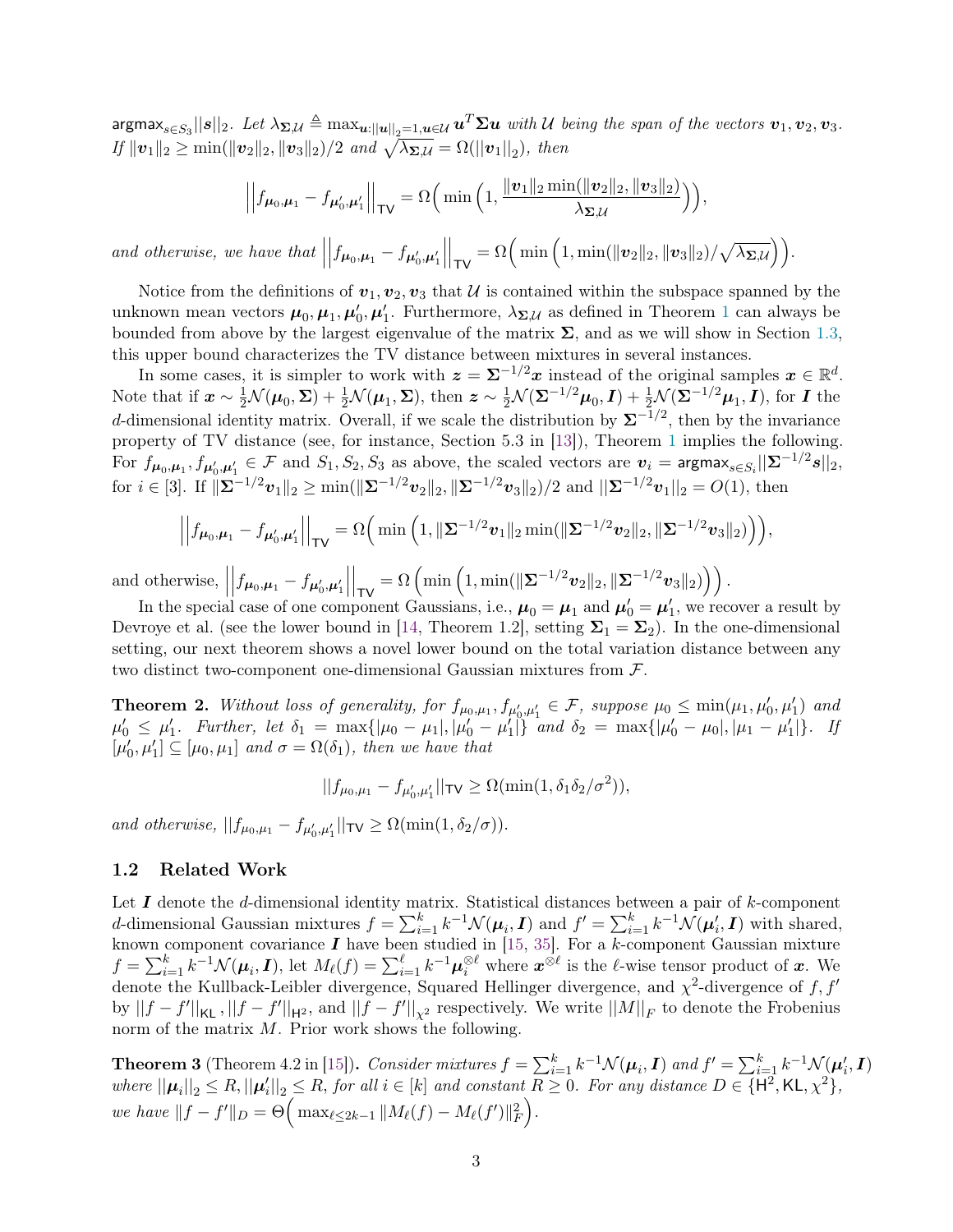$\text{argmax}_{s \in S_3} ||\boldsymbol{s}||_2$. *Let* $\lambda_{\boldsymbol{\Sigma},\mathcal{U}} \triangleq \max_{\boldsymbol{u}:||\boldsymbol{u}||_2=1, \boldsymbol{u} \in \mathcal{U}} \boldsymbol{u}^T \boldsymbol{\Sigma} \boldsymbol{u}$ *with* $\mathcal{U}$ *being the span of the vectors* $\boldsymbol{v}_1, \boldsymbol{v}_2, \boldsymbol{v}_3$. *If* $\|\boldsymbol{v}_1\|_2 \geq \min(\|\boldsymbol{v}_2\|_2, \|\boldsymbol{v}_3\|_2)/2$ *and* $\sqrt{\lambda_{\boldsymbol{\Sigma},\mathcal{U}}} = \Omega(||\boldsymbol{v}_1||_2)$*, then*

$$\Big|\Big|f_{\boldsymbol{\mu}_0,\boldsymbol{\mu}_1} - f_{\boldsymbol{\mu}_0',\boldsymbol{\mu}_1'}\Big|\Big|_{\mathsf{TV}} = \Omega\Big(\min\Big(1, \frac{\|\boldsymbol{v}_1\|_2 \min(\|\boldsymbol{v}_2\|_2, \|\boldsymbol{v}_3\|_2)}{\lambda_{\boldsymbol{\Sigma},\mathcal{U}}}\Big)\Big),$$

*and otherwise, we have that* $\Big|\Big|f_{\boldsymbol{\mu}_0,\boldsymbol{\mu}_1} - f_{\boldsymbol{\mu}_0',\boldsymbol{\mu}_1'}\Big|\Big|_{\mathsf{TV}} = \Omega\Big(\min\Big(1, \min(\|\boldsymbol{v}_2\|_2, \|\boldsymbol{v}_3\|_2)/\sqrt{\lambda_{\boldsymbol{\Sigma},\mathcal{U}}}\Big)\Big)$.

Notice from the definitions of $\boldsymbol{v}_1, \boldsymbol{v}_2, \boldsymbol{v}_3$ that $\mathcal{U}$ is contained within the subspace spanned by the unknown mean vectors $\boldsymbol{\mu}_0, \boldsymbol{\mu}_1, \boldsymbol{\mu}_0', \boldsymbol{\mu}_1'$. Furthermore, $\lambda_{\boldsymbol{\Sigma},\mathcal{U}}$ as defined in Theorem 1 can always be bounded from above by the largest eigenvalue of the matrix $\boldsymbol{\Sigma}$, and as we will show in Section 1.3, this upper bound characterizes the TV distance between mixtures in several instances.

In some cases, it is simpler to work with $\boldsymbol{z} = \boldsymbol{\Sigma}^{-1/2}\boldsymbol{x}$ instead of the original samples $\boldsymbol{x} \in \mathbb{R}^d$. Note that if $\boldsymbol{x} \sim \frac{1}{2}\mathcal{N}(\boldsymbol{\mu}_0, \boldsymbol{\Sigma}) + \frac{1}{2}\mathcal{N}(\boldsymbol{\mu}_1, \boldsymbol{\Sigma})$, then $\boldsymbol{z} \sim \frac{1}{2}\mathcal{N}(\boldsymbol{\Sigma}^{-1/2}\boldsymbol{\mu}_0, \boldsymbol{I}) + \frac{1}{2}\mathcal{N}(\boldsymbol{\Sigma}^{-1/2}\boldsymbol{\mu}_1, \boldsymbol{I})$, for $\boldsymbol{I}$ the $d$-dimensional identity matrix. Overall, if we scale the distribution by $\boldsymbol{\Sigma}^{-1/2}$, then by the invariance property of TV distance (see, for instance, Section 5.3 in [13]), Theorem 1 implies the following. For $f_{\boldsymbol{\mu}_0,\boldsymbol{\mu}_1}, f_{\boldsymbol{\mu}_0',\boldsymbol{\mu}_1'} \in \mathcal{F}$ and $S_1, S_2, S_3$ as above, the scaled vectors are $\boldsymbol{v}_i = \text{argmax}_{s \in S_i}||\boldsymbol{\Sigma}^{-1/2}\boldsymbol{s}||_2$, for $i \in [3]$. If $\|\boldsymbol{\Sigma}^{-1/2}\boldsymbol{v}_1\|_2 \geq \min(\|\boldsymbol{\Sigma}^{-1/2}\boldsymbol{v}_2\|_2, \|\boldsymbol{\Sigma}^{-1/2}\boldsymbol{v}_3\|_2)/2$ and $||\boldsymbol{\Sigma}^{-1/2}\boldsymbol{v}_1||_2 = O(1)$, then

$$\Big|\Big|f_{\boldsymbol{\mu}_0,\boldsymbol{\mu}_1} - f_{\boldsymbol{\mu}_0',\boldsymbol{\mu}_1'}\Big|\Big|_{\mathsf{TV}} = \Omega\Big(\min\Big(1, \|\boldsymbol{\Sigma}^{-1/2}\boldsymbol{v}_1\|_2 \min(\|\boldsymbol{\Sigma}^{-1/2}\boldsymbol{v}_2\|_2, \|\boldsymbol{\Sigma}^{-1/2}\boldsymbol{v}_3\|_2)\Big)\Big),$$

and otherwise, $\Big|\Big|f_{\boldsymbol{\mu}_0,\boldsymbol{\mu}_1} - f_{\boldsymbol{\mu}_0',\boldsymbol{\mu}_1'}\Big|\Big|_{\mathsf{TV}} = \Omega\left(\min\left(1, \min(\|\boldsymbol{\Sigma}^{-1/2}\boldsymbol{v}_2\|_2, \|\boldsymbol{\Sigma}^{-1/2}\boldsymbol{v}_3\|_2)\right)\right)$.

In the special case of one component Gaussians, i.e., $\boldsymbol{\mu}_0 = \boldsymbol{\mu}_1$ and $\boldsymbol{\mu}_0' = \boldsymbol{\mu}_1'$, we recover a result by Devroye et al. (see the lower bound in [14, Theorem 1.2], setting $\boldsymbol{\Sigma}_1 = \boldsymbol{\Sigma}_2$). In the one-dimensional setting, our next theorem shows a novel lower bound on the total variation distance between any two distinct two-component one-dimensional Gaussian mixtures from $\mathcal{F}$.

**Theorem 2.** *Without loss of generality, for* $f_{\mu_0,\mu_1}, f_{\mu_0',\mu_1'} \in \mathcal{F}$*, suppose* $\mu_0 \leq \min(\mu_1, \mu_0', \mu_1')$ *and* $\mu_0' \leq \mu_1'$*. Further, let* $\delta_1 = \max\{|\mu_0 - \mu_1|, |\mu_0' - \mu_1'|\}$ *and* $\delta_2 = \max\{|\mu_0' - \mu_0|, |\mu_1 - \mu_1'|\}$*. If* $[\mu_0', \mu_1'] \subseteq [\mu_0, \mu_1]$ *and* $\sigma = \Omega(\delta_1)$*, then we have that*

$$||f_{\mu_0,\mu_1} - f_{\mu_0',\mu_1'}||_{\mathsf{TV}} \geq \Omega(\min(1, \delta_1\delta_2/\sigma^2)),$$

*and otherwise,* $||f_{\mu_0,\mu_1} - f_{\mu_0',\mu_1'}||_{\mathsf{TV}} \geq \Omega(\min(1, \delta_2/\sigma))$.

## 1.2 Related Work

Let $\boldsymbol{I}$ denote the $d$-dimensional identity matrix. Statistical distances between a pair of $k$-component $d$-dimensional Gaussian mixtures $f = \sum_{i=1}^k k^{-1}\mathcal{N}(\boldsymbol{\mu}_i, \boldsymbol{I})$ and $f' = \sum_{i=1}^k k^{-1}\mathcal{N}(\boldsymbol{\mu}_i', \boldsymbol{I})$ with shared, known component covariance $\boldsymbol{I}$ have been studied in [15, 35]. For a $k$-component Gaussian mixture $f = \sum_{i=1}^k k^{-1}\mathcal{N}(\boldsymbol{\mu}_i, \boldsymbol{I})$, let $M_\ell(f) = \sum_{i=1}^\ell k^{-1}\boldsymbol{\mu}_i^{\otimes \ell}$ where $\boldsymbol{x}^{\otimes \ell}$ is the $\ell$-wise tensor product of $\boldsymbol{x}$. We denote the Kullback-Leibler divergence, Squared Hellinger divergence, and $\chi^2$-divergence of $f, f'$ by $||f - f'||_{\mathsf{KL}}, ||f - f'||_{\mathsf{H}^2}$, and $||f - f'||_{\chi^2}$ respectively. We write $||M||_F$ to denote the Frobenius norm of the matrix $M$. Prior work shows the following.

**Theorem 3** (Theorem 4.2 in [15])**.** *Consider mixtures* $f = \sum_{i=1}^k k^{-1}\mathcal{N}(\boldsymbol{\mu}_i, \boldsymbol{I})$ *and* $f' = \sum_{i=1}^k k^{-1}\mathcal{N}(\boldsymbol{\mu}_i', \boldsymbol{I})$ *where* $||\boldsymbol{\mu}_i||_2 \leq R, ||\boldsymbol{\mu}_i'||_2 \leq R$*, for all* $i \in [k]$ *and constant* $R \geq 0$*. For any distance* $D \in \{\mathsf{H}^2, \mathsf{KL}, \chi^2\}$*, we have* $\|f - f'\|_D = \Theta\Big(\max_{\ell \leq 2k-1} \|M_\ell(f) - M_\ell(f')\|_F^2\Big)$.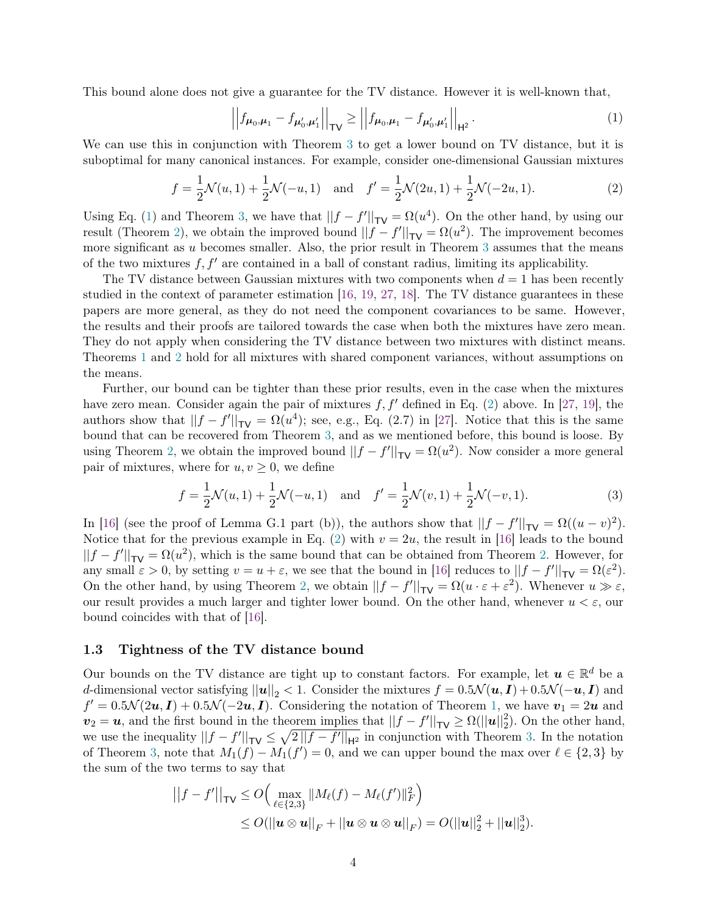This bound alone does not give a guarantee for the TV distance. However it is well-known that,

$$\left|\left|f_{\boldsymbol{\mu}_0,\boldsymbol{\mu}_1} - f_{\boldsymbol{\mu}_0',\boldsymbol{\mu}_1'}\right|\right|_{\mathsf{TV}} \geq \left|\left|f_{\boldsymbol{\mu}_0,\boldsymbol{\mu}_1} - f_{\boldsymbol{\mu}_0',\boldsymbol{\mu}_1'}\right|\right|_{\mathsf{H}^2}. \tag{1}$$

We can use this in conjunction with Theorem 3 to get a lower bound on TV distance, but it is suboptimal for many canonical instances. For example, consider one-dimensional Gaussian mixtures

$$f = \frac{1}{2}\mathcal{N}(u,1) + \frac{1}{2}\mathcal{N}(-u,1) \quad \text{and} \quad f' = \frac{1}{2}\mathcal{N}(2u,1) + \frac{1}{2}\mathcal{N}(-2u,1). \tag{2}$$

Using Eq. (1) and Theorem 3, we have that $||f - f'||_{\mathsf{TV}} = \Omega(u^4)$. On the other hand, by using our result (Theorem 2), we obtain the improved bound $||f - f'||_{\mathsf{TV}} = \Omega(u^2)$. The improvement becomes more significant as $u$ becomes smaller. Also, the prior result in Theorem 3 assumes that the means of the two mixtures $f, f'$ are contained in a ball of constant radius, limiting its applicability.

The TV distance between Gaussian mixtures with two components when $d = 1$ has been recently studied in the context of parameter estimation [16, 19, 27, 18]. The TV distance guarantees in these papers are more general, as they do not need the component covariances to be same. However, the results and their proofs are tailored towards the case when both the mixtures have zero mean. They do not apply when considering the TV distance between two mixtures with distinct means. Theorems 1 and 2 hold for all mixtures with shared component variances, without assumptions on the means.

Further, our bound can be tighter than these prior results, even in the case when the mixtures have zero mean. Consider again the pair of mixtures $f, f'$ defined in Eq. (2) above. In [27, 19], the authors show that $||f - f'||_{\mathsf{TV}} = \Omega(u^4)$; see, e.g., Eq. (2.7) in [27]. Notice that this is the same bound that can be recovered from Theorem 3, and as we mentioned before, this bound is loose. By using Theorem 2, we obtain the improved bound $||f - f'||_{\mathsf{TV}} = \Omega(u^2)$. Now consider a more general pair of mixtures, where for $u, v \geq 0$, we define

$$f = \frac{1}{2}\mathcal{N}(u,1) + \frac{1}{2}\mathcal{N}(-u,1) \quad \text{and} \quad f' = \frac{1}{2}\mathcal{N}(v,1) + \frac{1}{2}\mathcal{N}(-v,1). \tag{3}$$

In [16] (see the proof of Lemma G.1 part (b)), the authors show that $||f - f'||_{\mathsf{TV}} = \Omega((u - v)^2)$. Notice that for the previous example in Eq. (2) with $v = 2u$, the result in [16] leads to the bound $||f - f'||_{\mathsf{TV}} = \Omega(u^2)$, which is the same bound that can be obtained from Theorem 2. However, for any small $\varepsilon > 0$, by setting $v = u + \varepsilon$, we see that the bound in [16] reduces to $||f - f'||_{\mathsf{TV}} = \Omega(\varepsilon^2)$. On the other hand, by using Theorem 2, we obtain $||f - f'||_{\mathsf{TV}} = \Omega(u \cdot \varepsilon + \varepsilon^2)$. Whenever $u \gg \varepsilon$, our result provides a much larger and tighter lower bound. On the other hand, whenever $u < \varepsilon$, our bound coincides with that of [16].

### 1.3 Tightness of the TV distance bound

Our bounds on the TV distance are tight up to constant factors. For example, let $\boldsymbol{u} \in \mathbb{R}^d$ be a $d$-dimensional vector satisfying $||\boldsymbol{u}||_2 < 1$. Consider the mixtures $f = 0.5\mathcal{N}(\boldsymbol{u}, \boldsymbol{I}) + 0.5\mathcal{N}(-\boldsymbol{u}, \boldsymbol{I})$ and $f' = 0.5\mathcal{N}(2\boldsymbol{u}, \boldsymbol{I}) + 0.5\mathcal{N}(-2\boldsymbol{u}, \boldsymbol{I})$. Considering the notation of Theorem 1, we have $\boldsymbol{v}_1 = 2\boldsymbol{u}$ and $\boldsymbol{v}_2 = \boldsymbol{u}$, and the first bound in the theorem implies that $||f - f'||_{\mathsf{TV}} \geq \Omega(||\boldsymbol{u}||_2^2)$. On the other hand, we use the inequality $||f - f'||_{\mathsf{TV}} \leq \sqrt{2\,||f - f'||_{\mathsf{H}^2}}$ in conjunction with Theorem 3. In the notation of Theorem 3, note that $M_1(f) - M_1(f') = 0$, and we can upper bound the max over $\ell \in \{2, 3\}$ by the sum of the two terms to say that

$$\begin{aligned}
||f - f'||_{\mathsf{TV}} &\leq O\Big(\max_{\ell \in \{2,3\}} \|M_\ell(f) - M_\ell(f')\|_F^2\Big) \\
&\leq O(||\boldsymbol{u} \otimes \boldsymbol{u}||_F + ||\boldsymbol{u} \otimes \boldsymbol{u} \otimes \boldsymbol{u}||_F) = O(||\boldsymbol{u}||_2^2 + ||\boldsymbol{u}||_2^3).
\end{aligned}$$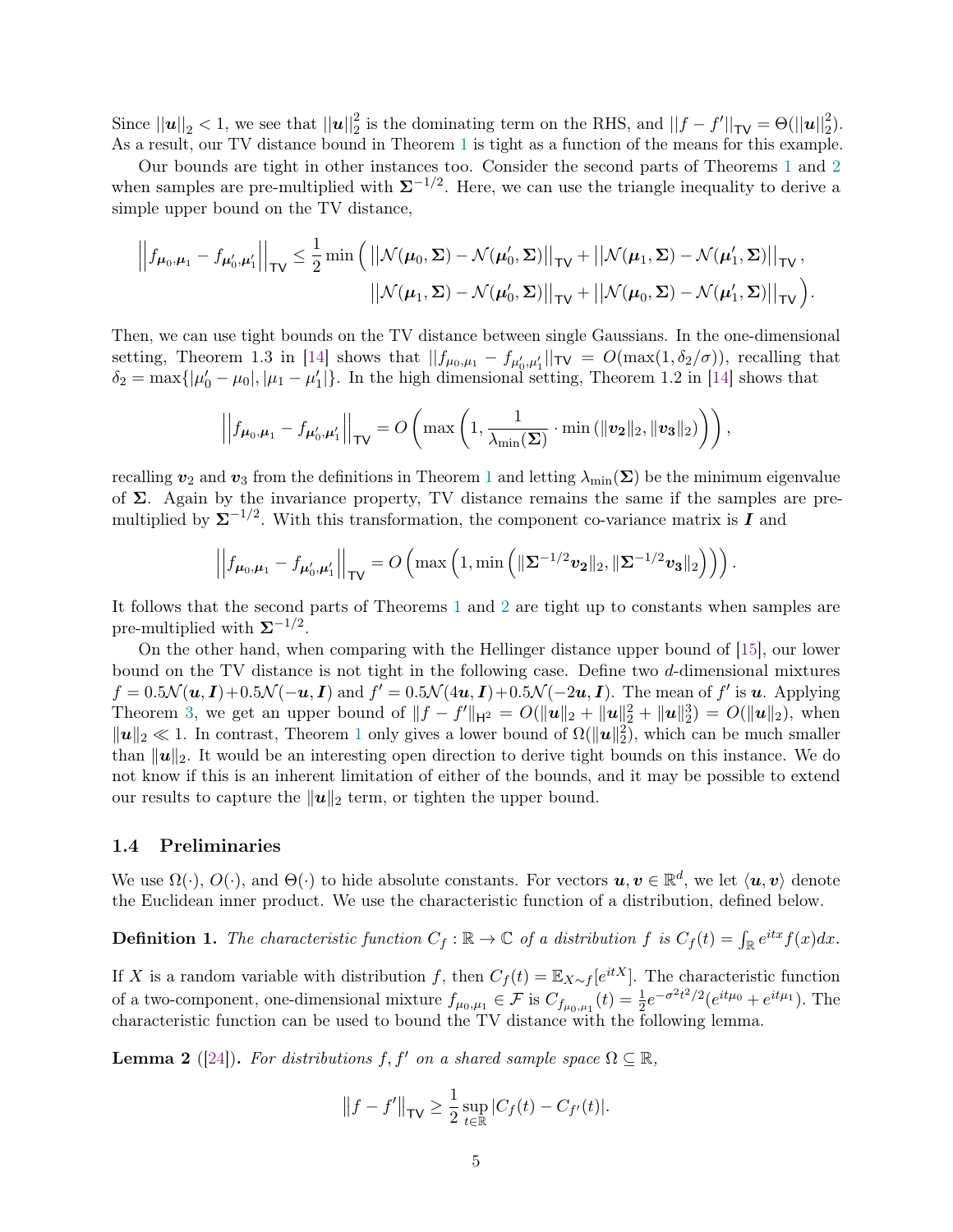Since $||\boldsymbol{u}||_2 < 1$, we see that $||\boldsymbol{u}||_2^2$ is the dominating term on the RHS, and $||f - f'||_{\mathsf{TV}} = \Theta(||\boldsymbol{u}||_2^2)$. As a result, our TV distance bound in Theorem 1 is tight as a function of the means for this example.

Our bounds are tight in other instances too. Consider the second parts of Theorems 1 and 2 when samples are pre-multiplied with $\boldsymbol{\Sigma}^{-1/2}$. Here, we can use the triangle inequality to derive a simple upper bound on the TV distance,

$$\left|\left|f_{\boldsymbol{\mu}_0,\boldsymbol{\mu}_1} - f_{\boldsymbol{\mu}_0',\boldsymbol{\mu}_1'}\right|\right|_{\mathsf{TV}} \leq \frac{1}{2}\min\Big( \left|\left|\mathcal{N}(\boldsymbol{\mu}_0,\boldsymbol{\Sigma}) - \mathcal{N}(\boldsymbol{\mu}_0',\boldsymbol{\Sigma})\right|\right|_{\mathsf{TV}} + \left|\left|\mathcal{N}(\boldsymbol{\mu}_1,\boldsymbol{\Sigma}) - \mathcal{N}(\boldsymbol{\mu}_1',\boldsymbol{\Sigma})\right|\right|_{\mathsf{TV}}, \\ \left|\left|\mathcal{N}(\boldsymbol{\mu}_1,\boldsymbol{\Sigma}) - \mathcal{N}(\boldsymbol{\mu}_0',\boldsymbol{\Sigma})\right|\right|_{\mathsf{TV}} + \left|\left|\mathcal{N}(\boldsymbol{\mu}_0,\boldsymbol{\Sigma}) - \mathcal{N}(\boldsymbol{\mu}_1',\boldsymbol{\Sigma})\right|\right|_{\mathsf{TV}}\Big).$$

Then, we can use tight bounds on the TV distance between single Gaussians. In the one-dimensional setting, Theorem 1.3 in [14] shows that $||f_{\mu_0,\mu_1} - f_{\mu_0',\mu_1'}||_{\mathsf{TV}} = O(\max(1, \delta_2/\sigma))$, recalling that $\delta_2 = \max\{|\mu_0' - \mu_0|, |\mu_1 - \mu_1'|\}$. In the high dimensional setting, Theorem 1.2 in [14] shows that

$$\left|\left|f_{\boldsymbol{\mu}_0,\boldsymbol{\mu}_1} - f_{\boldsymbol{\mu}_0',\boldsymbol{\mu}_1'}\right|\right|_{\mathsf{TV}} = O\left(\max\left(1, \frac{1}{\lambda_{\min}(\boldsymbol{\Sigma})}\cdot \min\left(\|\boldsymbol{v_2}\|_2, \|\boldsymbol{v_3}\|_2\right)\right)\right),$$

recalling $\boldsymbol{v}_2$ and $\boldsymbol{v}_3$ from the definitions in Theorem 1 and letting $\lambda_{\min}(\boldsymbol{\Sigma})$ be the minimum eigenvalue of $\boldsymbol{\Sigma}$. Again by the invariance property, TV distance remains the same if the samples are pre-multiplied by $\boldsymbol{\Sigma}^{-1/2}$. With this transformation, the component co-variance matrix is $\boldsymbol{I}$ and

$$\left|\left|f_{\boldsymbol{\mu}_0,\boldsymbol{\mu}_1} - f_{\boldsymbol{\mu}_0',\boldsymbol{\mu}_1'}\right|\right|_{\mathsf{TV}} = O\left(\max\left(1, \min\left(\|\boldsymbol{\Sigma}^{-1/2}\boldsymbol{v_2}\|_2, \|\boldsymbol{\Sigma}^{-1/2}\boldsymbol{v_3}\|_2\right)\right)\right).$$

It follows that the second parts of Theorems 1 and 2 are tight up to constants when samples are pre-multiplied with $\boldsymbol{\Sigma}^{-1/2}$.

On the other hand, when comparing with the Hellinger distance upper bound of [15], our lower bound on the TV distance is not tight in the following case. Define two $d$-dimensional mixtures $f = 0.5\mathcal{N}(\boldsymbol{u}, \boldsymbol{I}) + 0.5\mathcal{N}(-\boldsymbol{u}, \boldsymbol{I})$ and $f' = 0.5\mathcal{N}(4\boldsymbol{u}, \boldsymbol{I}) + 0.5\mathcal{N}(-2\boldsymbol{u}, \boldsymbol{I})$. The mean of $f'$ is $\boldsymbol{u}$. Applying Theorem 3, we get an upper bound of $\|f - f'\|_{\mathsf{H}^2} = O(\|\boldsymbol{u}\|_2 + \|\boldsymbol{u}\|_2^2 + \|\boldsymbol{u}\|_2^3) = O(\|\boldsymbol{u}\|_2)$, when $\|\boldsymbol{u}\|_2 \ll 1$. In contrast, Theorem 1 only gives a lower bound of $\Omega(\|\boldsymbol{u}\|_2^2)$, which can be much smaller than $\|\boldsymbol{u}\|_2$. It would be an interesting open direction to derive tight bounds on this instance. We do not know if this is an inherent limitation of either of the bounds, and it may be possible to extend our results to capture the $\|\boldsymbol{u}\|_2$ term, or tighten the upper bound.

### 1.4 Preliminaries

We use $\Omega(\cdot)$, $O(\cdot)$, and $\Theta(\cdot)$ to hide absolute constants. For vectors $\boldsymbol{u}, \boldsymbol{v} \in \mathbb{R}^d$, we let $\langle \boldsymbol{u}, \boldsymbol{v}\rangle$ denote the Euclidean inner product. We use the characteristic function of a distribution, defined below.

**Definition 1.** *The characteristic function $C_f : \mathbb{R} \to \mathbb{C}$ of a distribution $f$ is $C_f(t) = \int_{\mathbb{R}} e^{itx} f(x)dx$.*

If $X$ is a random variable with distribution $f$, then $C_f(t) = \mathbb{E}_{X\sim f}[e^{itX}]$. The characteristic function of a two-component, one-dimensional mixture $f_{\mu_0,\mu_1} \in \mathcal{F}$ is $C_{f_{\mu_0,\mu_1}}(t) = \frac{1}{2}e^{-\sigma^2 t^2/2}(e^{it\mu_0} + e^{it\mu_1})$. The characteristic function can be used to bound the TV distance with the following lemma.

**Lemma 2** ([24])**.** *For distributions $f, f'$ on a shared sample space $\Omega \subseteq \mathbb{R}$,*

$$\|f - f'\|_{\mathsf{TV}} \geq \frac{1}{2}\sup_{t\in\mathbb{R}} |C_f(t) - C_{f'}(t)|.$$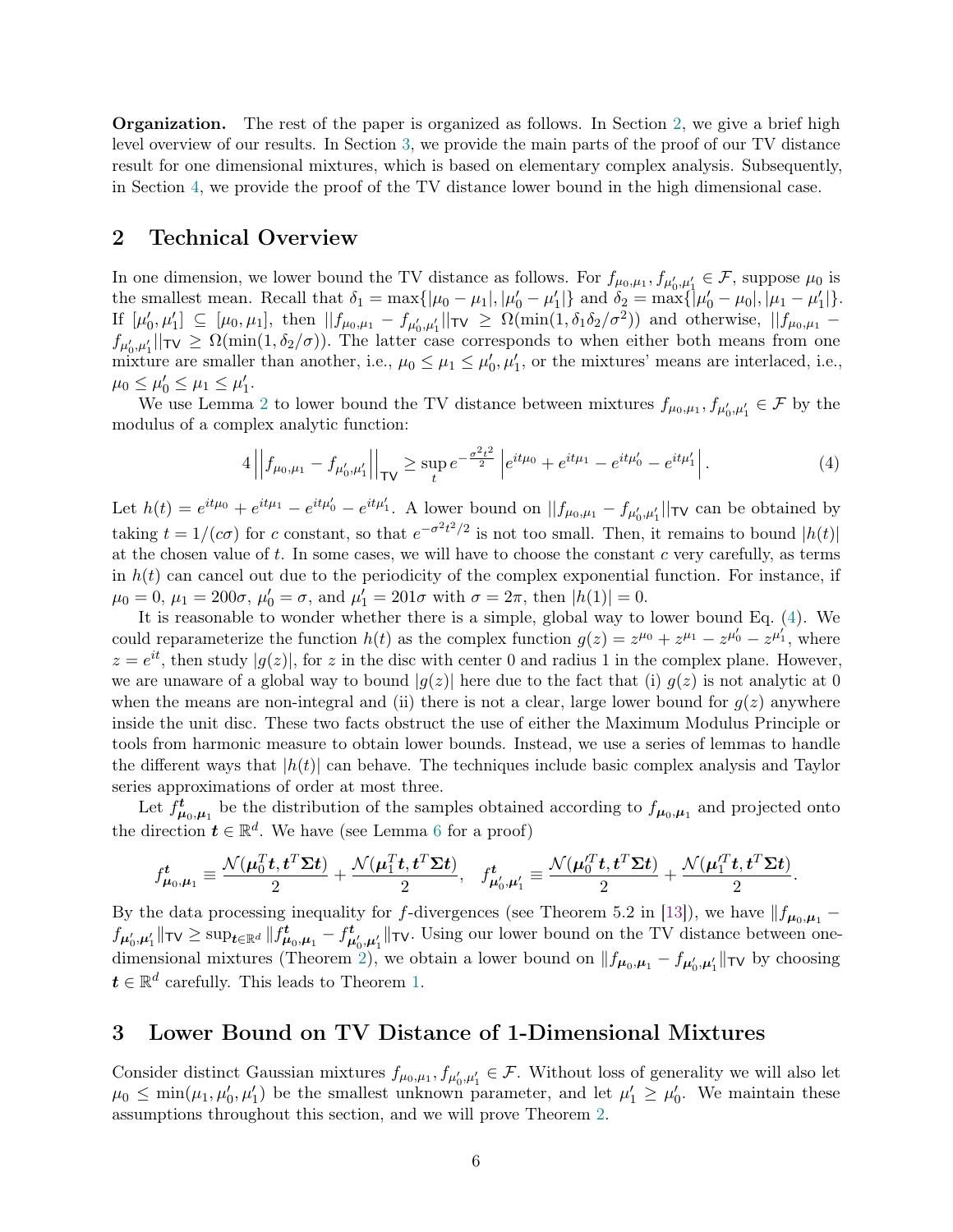**Organization.** The rest of the paper is organized as follows. In Section 2, we give a brief high level overview of our results. In Section 3, we provide the main parts of the proof of our TV distance result for one dimensional mixtures, which is based on elementary complex analysis. Subsequently, in Section 4, we provide the proof of the TV distance lower bound in the high dimensional case.

## 2 Technical Overview

In one dimension, we lower bound the TV distance as follows. For $f_{\mu_0,\mu_1}, f_{\mu_0',\mu_1'} \in \mathcal{F}$, suppose $\mu_0$ is the smallest mean. Recall that $\delta_1 = \max\{|\mu_0 - \mu_1|, |\mu_0' - \mu_1'|\}$ and $\delta_2 = \max\{|\mu_0' - \mu_0|, |\mu_1 - \mu_1'|\}$. If $[\mu_0', \mu_1'] \subseteq [\mu_0, \mu_1]$, then $||f_{\mu_0,\mu_1} - f_{\mu_0',\mu_1'}||_{\mathsf{TV}} \geq \Omega(\min(1, \delta_1\delta_2/\sigma^2))$ and otherwise, $||f_{\mu_0,\mu_1} - f_{\mu_0',\mu_1'}||_{\mathsf{TV}} \geq \Omega(\min(1, \delta_2/\sigma))$. The latter case corresponds to when either both means from one mixture are smaller than another, i.e., $\mu_0 \leq \mu_1 \leq \mu_0', \mu_1'$, or the mixtures' means are interlaced, i.e., $\mu_0 \leq \mu_0' \leq \mu_1 \leq \mu_1'$.

We use Lemma 2 to lower bound the TV distance between mixtures $f_{\mu_0,\mu_1}, f_{\mu_0',\mu_1'} \in \mathcal{F}$ by the modulus of a complex analytic function:

$$4\left|\left|f_{\mu_0,\mu_1} - f_{\mu_0',\mu_1'}\right|\right|_{\mathsf{TV}} \geq \sup_t e^{-\frac{\sigma^2 t^2}{2}} \left|e^{it\mu_0} + e^{it\mu_1} - e^{it\mu_0'} - e^{it\mu_1'}\right|. \tag{4}$$

Let $h(t) = e^{it\mu_0} + e^{it\mu_1} - e^{it\mu_0'} - e^{it\mu_1'}$. A lower bound on $||f_{\mu_0,\mu_1} - f_{\mu_0',\mu_1'}||_{\mathsf{TV}}$ can be obtained by taking $t = 1/(c\sigma)$ for $c$ constant, so that $e^{-\sigma^2 t^2/2}$ is not too small. Then, it remains to bound $|h(t)|$ at the chosen value of $t$. In some cases, we will have to choose the constant $c$ very carefully, as terms in $h(t)$ can cancel out due to the periodicity of the complex exponential function. For instance, if $\mu_0 = 0$, $\mu_1 = 200\sigma$, $\mu_0' = \sigma$, and $\mu_1' = 201\sigma$ with $\sigma = 2\pi$, then $|h(1)| = 0$.

It is reasonable to wonder whether there is a simple, global way to lower bound Eq. (4). We could reparameterize the function $h(t)$ as the complex function $g(z) = z^{\mu_0} + z^{\mu_1} - z^{\mu_0'} - z^{\mu_1'}$, where $z = e^{it}$, then study $|g(z)|$, for $z$ in the disc with center 0 and radius 1 in the complex plane. However, we are unaware of a global way to bound $|g(z)|$ here due to the fact that (i) $g(z)$ is not analytic at 0 when the means are non-integral and (ii) there is not a clear, large lower bound for $g(z)$ anywhere inside the unit disc. These two facts obstruct the use of either the Maximum Modulus Principle or tools from harmonic measure to obtain lower bounds. Instead, we use a series of lemmas to handle the different ways that $|h(t)|$ can behave. The techniques include basic complex analysis and Taylor series approximations of order at most three.

Let $f^{\boldsymbol{t}}_{\boldsymbol{\mu}_0,\boldsymbol{\mu}_1}$ be the distribution of the samples obtained according to $f_{\boldsymbol{\mu}_0,\boldsymbol{\mu}_1}$ and projected onto the direction $\boldsymbol{t} \in \mathbb{R}^d$. We have (see Lemma 6 for a proof)

$$f^{\boldsymbol{t}}_{\boldsymbol{\mu}_0,\boldsymbol{\mu}_1} \equiv \frac{\mathcal{N}(\boldsymbol{\mu}_0^T\boldsymbol{t}, \boldsymbol{t}^T\boldsymbol{\Sigma}\boldsymbol{t})}{2} + \frac{\mathcal{N}(\boldsymbol{\mu}_1^T\boldsymbol{t}, \boldsymbol{t}^T\boldsymbol{\Sigma}\boldsymbol{t})}{2}, \quad f^{\boldsymbol{t}}_{\boldsymbol{\mu}_0',\boldsymbol{\mu}_1'} \equiv \frac{\mathcal{N}(\boldsymbol{\mu}_0'^T\boldsymbol{t}, \boldsymbol{t}^T\boldsymbol{\Sigma}\boldsymbol{t})}{2} + \frac{\mathcal{N}(\boldsymbol{\mu}_1'^T\boldsymbol{t}, \boldsymbol{t}^T\boldsymbol{\Sigma}\boldsymbol{t})}{2}.$$

By the data processing inequality for $f$-divergences (see Theorem 5.2 in [13]), we have $\|f_{\boldsymbol{\mu}_0,\boldsymbol{\mu}_1} - f_{\boldsymbol{\mu}_0',\boldsymbol{\mu}_1'}\|_{\mathsf{TV}} \geq \sup_{\boldsymbol{t}\in\mathbb{R}^d} \|f^{\boldsymbol{t}}_{\boldsymbol{\mu}_0,\boldsymbol{\mu}_1} - f^{\boldsymbol{t}}_{\boldsymbol{\mu}_0',\boldsymbol{\mu}_1'}\|_{\mathsf{TV}}$. Using our lower bound on the TV distance between one-dimensional mixtures (Theorem 2), we obtain a lower bound on $\|f_{\boldsymbol{\mu}_0,\boldsymbol{\mu}_1} - f_{\boldsymbol{\mu}_0',\boldsymbol{\mu}_1'}\|_{\mathsf{TV}}$ by choosing $\boldsymbol{t} \in \mathbb{R}^d$ carefully. This leads to Theorem 1.

## 3 Lower Bound on TV Distance of 1-Dimensional Mixtures

Consider distinct Gaussian mixtures $f_{\mu_0,\mu_1}, f_{\mu_0',\mu_1'} \in \mathcal{F}$. Without loss of generality we will also let $\mu_0 \leq \min(\mu_1, \mu_0', \mu_1')$ be the smallest unknown parameter, and let $\mu_1' \geq \mu_0'$. We maintain these assumptions throughout this section, and we will prove Theorem 2.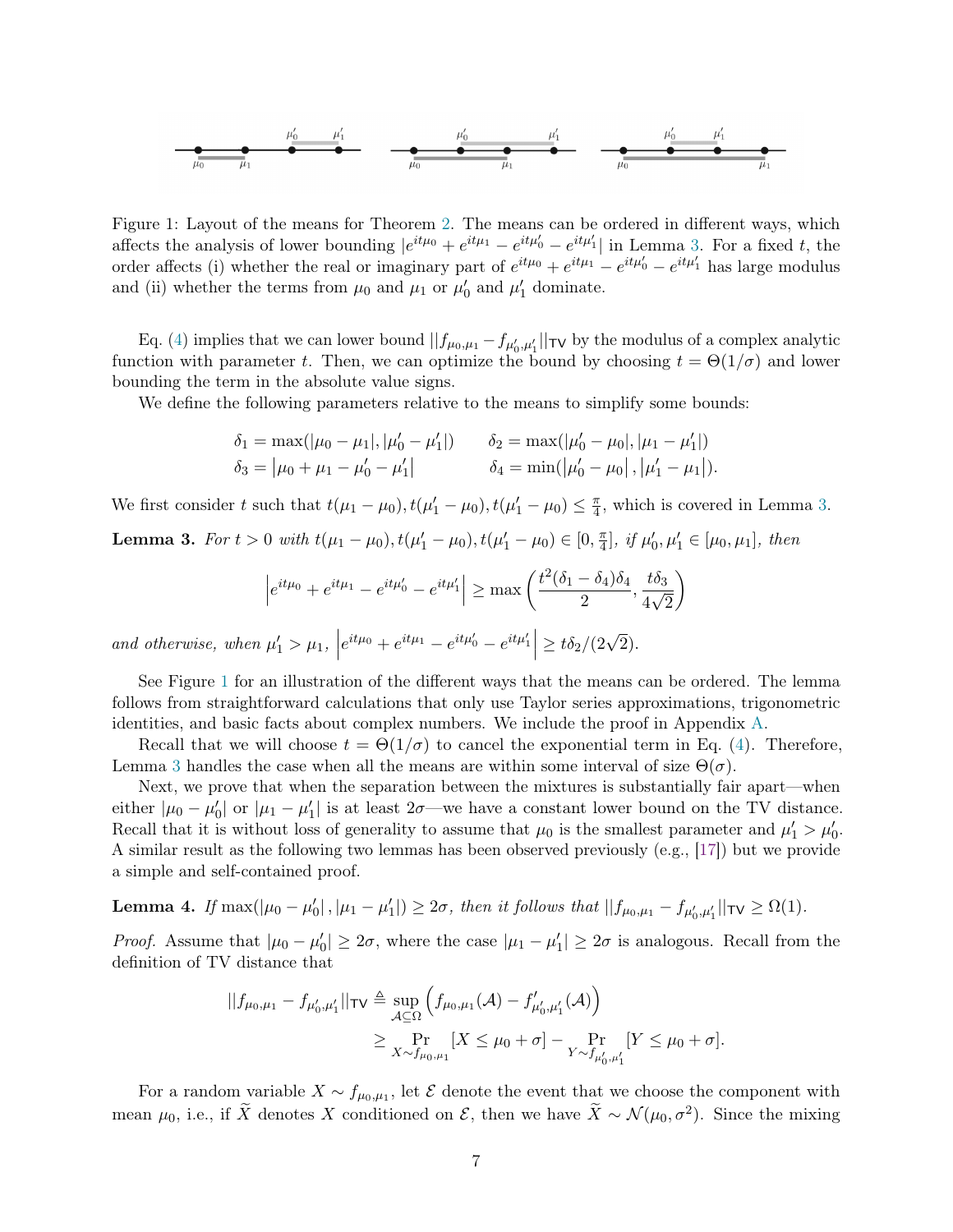Figure 1: Layout of the means for Theorem 2. The means can be ordered in different ways, which affects the analysis of lower bounding $|e^{it\mu_0} + e^{it\mu_1} - e^{it\mu_0'} - e^{it\mu_1'}|$ in Lemma 3. For a fixed $t$, the order affects (i) whether the real or imaginary part of $e^{it\mu_0} + e^{it\mu_1} - e^{it\mu_0'} - e^{it\mu_1'}$ has large modulus and (ii) whether the terms from $\mu_0$ and $\mu_1$ or $\mu_0'$ and $\mu_1'$ dominate.

Eq. (4) implies that we can lower bound $||f_{\mu_0,\mu_1} - f_{\mu_0',\mu_1'}||_{\mathsf{TV}}$ by the modulus of a complex analytic function with parameter $t$. Then, we can optimize the bound by choosing $t = \Theta(1/\sigma)$ and lower bounding the term in the absolute value signs.

We define the following parameters relative to the means to simplify some bounds:

$$\delta_1 = \max(|\mu_0 - \mu_1|, |\mu_0' - \mu_1'|) \qquad \delta_2 = \max(|\mu_0' - \mu_0|, |\mu_1 - \mu_1'|)$$
$$\delta_3 = |\mu_0 + \mu_1 - \mu_0' - \mu_1'| \qquad \delta_4 = \min(|\mu_0' - \mu_0|, |\mu_1' - \mu_1|).$$

We first consider $t$ such that $t(\mu_1 - \mu_0), t(\mu_1' - \mu_0), t(\mu_1' - \mu_0) \leq \frac{\pi}{4}$, which is covered in Lemma 3.

**Lemma 3.** *For $t > 0$ with $t(\mu_1 - \mu_0), t(\mu_1' - \mu_0), t(\mu_1' - \mu_0) \in [0, \frac{\pi}{4}]$, if $\mu_0', \mu_1' \in [\mu_0, \mu_1]$, then*

$$\left| e^{it\mu_0} + e^{it\mu_1} - e^{it\mu_0'} - e^{it\mu_1'} \right| \geq \max\left( \frac{t^2(\delta_1 - \delta_4)\delta_4}{2}, \frac{t\delta_3}{4\sqrt{2}} \right)$$

*and otherwise, when $\mu_1' > \mu_1$, $\left| e^{it\mu_0} + e^{it\mu_1} - e^{it\mu_0'} - e^{it\mu_1'} \right| \geq t\delta_2/(2\sqrt{2})$.*

See Figure 1 for an illustration of the different ways that the means can be ordered. The lemma follows from straightforward calculations that only use Taylor series approximations, trigonometric identities, and basic facts about complex numbers. We include the proof in Appendix A.

Recall that we will choose $t = \Theta(1/\sigma)$ to cancel the exponential term in Eq. (4). Therefore, Lemma 3 handles the case when all the means are within some interval of size $\Theta(\sigma)$.

Next, we prove that when the separation between the mixtures is substantially fair apart—when either $|\mu_0 - \mu_0'|$ or $|\mu_1 - \mu_1'|$ is at least $2\sigma$—we have a constant lower bound on the TV distance. Recall that it is without loss of generality to assume that $\mu_0$ is the smallest parameter and $\mu_1' > \mu_0'$. A similar result as the following two lemmas has been observed previously (e.g., [17]) but we provide a simple and self-contained proof.

**Lemma 4.** *If $\max(|\mu_0 - \mu_0'|, |\mu_1 - \mu_1'|) \geq 2\sigma$, then it follows that $||f_{\mu_0,\mu_1} - f_{\mu_0',\mu_1'}||_{\mathsf{TV}} \geq \Omega(1)$.*

*Proof.* Assume that $|\mu_0 - \mu_0'| \geq 2\sigma$, where the case $|\mu_1 - \mu_1'| \geq 2\sigma$ is analogous. Recall from the definition of TV distance that

$$\begin{aligned}
||f_{\mu_0,\mu_1} - f_{\mu_0',\mu_1'}||_{\mathsf{TV}} &\triangleq \sup_{\mathcal{A}\subseteq\Omega} \left( f_{\mu_0,\mu_1}(\mathcal{A}) - f'_{\mu_0',\mu_1'}(\mathcal{A}) \right) \\
&\geq \Pr_{X\sim f_{\mu_0,\mu_1}}[X \leq \mu_0 + \sigma] - \Pr_{Y\sim f_{\mu_0',\mu_1'}}[Y \leq \mu_0 + \sigma].
\end{aligned}$$

For a random variable $X \sim f_{\mu_0,\mu_1}$, let $\mathcal{E}$ denote the event that we choose the component with mean $\mu_0$, i.e., if $\widetilde{X}$ denotes $X$ conditioned on $\mathcal{E}$, then we have $\widetilde{X} \sim \mathcal{N}(\mu_0, \sigma^2)$. Since the mixing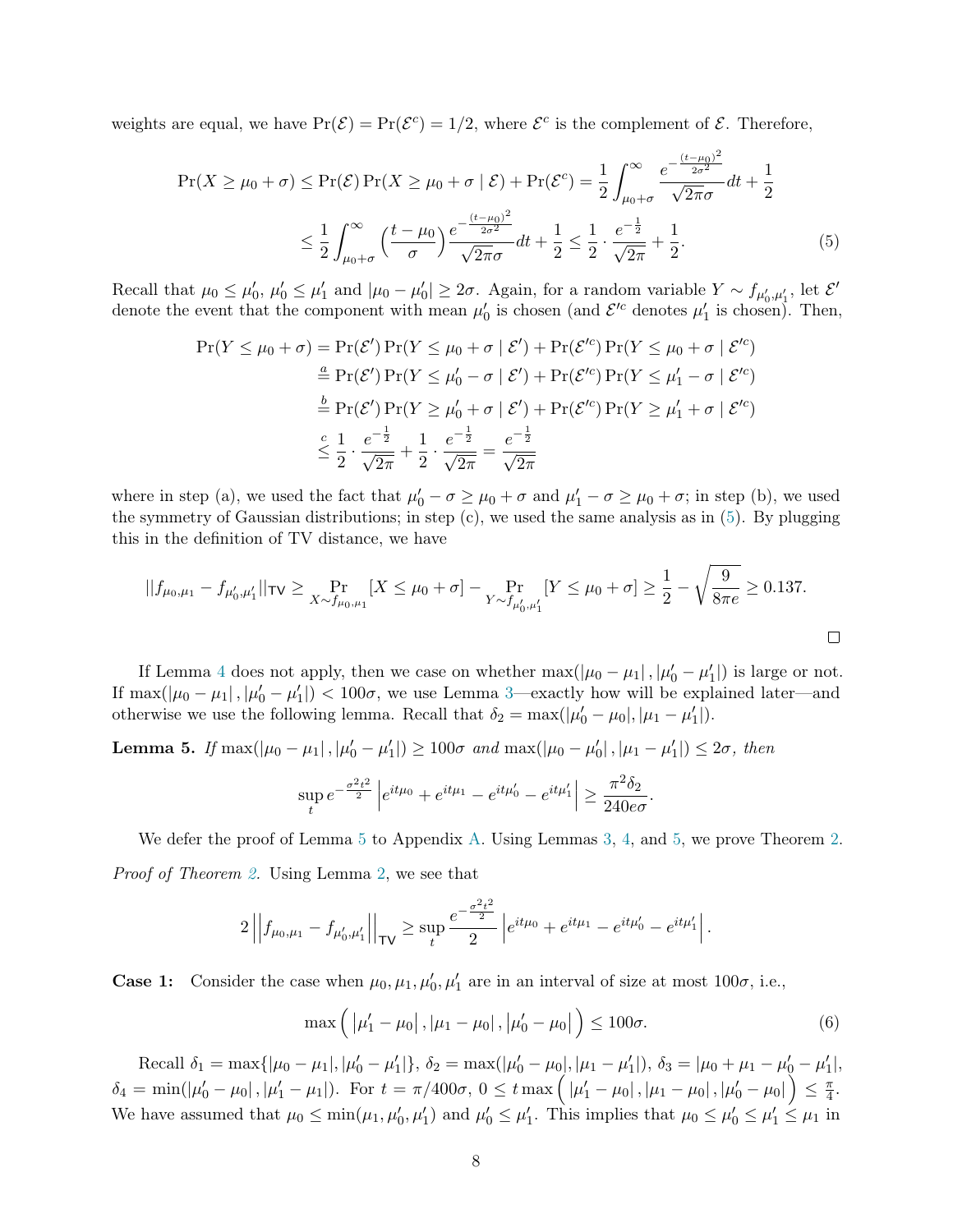weights are equal, we have $\Pr(\mathcal{E}) = \Pr(\mathcal{E}^c) = 1/2$, where $\mathcal{E}^c$ is the complement of $\mathcal{E}$. Therefore,

$$
\begin{aligned}
\Pr(X \geq \mu_0 + \sigma) \leq \Pr(\mathcal{E}) \Pr(X \geq \mu_0 + \sigma \mid \mathcal{E}) + \Pr(\mathcal{E}^c) &= \frac{1}{2} \int_{\mu_0+\sigma}^{\infty} \frac{e^{-\frac{(t-\mu_0)^2}{2\sigma^2}}}{\sqrt{2\pi}\sigma} dt + \frac{1}{2} \\
&\leq \frac{1}{2} \int_{\mu_0+\sigma}^{\infty} \Big(\frac{t-\mu_0}{\sigma}\Big) \frac{e^{-\frac{(t-\mu_0)^2}{2\sigma^2}}}{\sqrt{2\pi}\sigma} dt + \frac{1}{2} \leq \frac{1}{2} \cdot \frac{e^{-\frac{1}{2}}}{\sqrt{2\pi}} + \frac{1}{2}. \qquad (5)
\end{aligned}
$$

Recall that $\mu_0 \leq \mu_0'$, $\mu_0' \leq \mu_1'$ and $|\mu_0 - \mu_0'| \geq 2\sigma$. Again, for a random variable $Y \sim f_{\mu_0', \mu_1'}$, let $\mathcal{E}'$ denote the event that the component with mean $\mu_0'$ is chosen (and $\mathcal{E}'^c$ denotes $\mu_1'$ is chosen). Then,

$$
\begin{aligned}
\Pr(Y \leq \mu_0 + \sigma) &= \Pr(\mathcal{E}') \Pr(Y \leq \mu_0 + \sigma \mid \mathcal{E}') + \Pr(\mathcal{E}'^c) \Pr(Y \leq \mu_0 + \sigma \mid \mathcal{E}'^c) \\
&\overset{a}{\leq} \Pr(\mathcal{E}') \Pr(Y \leq \mu_0' - \sigma \mid \mathcal{E}') + \Pr(\mathcal{E}'^c) \Pr(Y \leq \mu_1' - \sigma \mid \mathcal{E}'^c) \\
&\overset{b}{=} \Pr(\mathcal{E}') \Pr(Y \geq \mu_0' + \sigma \mid \mathcal{E}') + \Pr(\mathcal{E}'^c) \Pr(Y \geq \mu_1' + \sigma \mid \mathcal{E}'^c) \\
&\overset{c}{\leq} \frac{1}{2} \cdot \frac{e^{-\frac{1}{2}}}{\sqrt{2\pi}} + \frac{1}{2} \cdot \frac{e^{-\frac{1}{2}}}{\sqrt{2\pi}} = \frac{e^{-\frac{1}{2}}}{\sqrt{2\pi}}
\end{aligned}
$$

where in step (a), we used the fact that $\mu_0' - \sigma \geq \mu_0 + \sigma$ and $\mu_1' - \sigma \geq \mu_0 + \sigma$; in step (b), we used the symmetry of Gaussian distributions; in step (c), we used the same analysis as in (5). By plugging this in the definition of TV distance, we have

$$
||f_{\mu_0, \mu_1} - f_{\mu_0', \mu_1'}||_{\mathsf{TV}} \geq \Pr_{X \sim f_{\mu_0, \mu_1}}[X \leq \mu_0 + \sigma] - \Pr_{Y \sim f_{\mu_0', \mu_1'}}[Y \leq \mu_0 + \sigma] \geq \frac{1}{2} - \sqrt{\frac{9}{8\pi e}} \geq 0.137.
$$

□

If Lemma 4 does not apply, then we case on whether $\max(|\mu_0 - \mu_1|, |\mu_0' - \mu_1'|)$ is large or not. If $\max(|\mu_0 - \mu_1|, |\mu_0' - \mu_1'|) < 100\sigma$, we use Lemma 3—exactly how will be explained later—and otherwise we use the following lemma. Recall that $\delta_2 = \max(|\mu_0' - \mu_0|, |\mu_1 - \mu_1'|)$.

**Lemma 5.** *If $\max(|\mu_0 - \mu_1|, |\mu_0' - \mu_1'|) \geq 100\sigma$ and $\max(|\mu_0 - \mu_0'|, |\mu_1 - \mu_1'|) \leq 2\sigma$, then*

$$
\sup_t e^{-\frac{\sigma^2 t^2}{2}} \left| e^{it\mu_0} + e^{it\mu_1} - e^{it\mu_0'} - e^{it\mu_1'} \right| \geq \frac{\pi^2 \delta_2}{240 e \sigma}.
$$

We defer the proof of Lemma 5 to Appendix A. Using Lemmas 3, 4, and 5, we prove Theorem 2.

*Proof of Theorem 2.* Using Lemma 2, we see that

$$
2 \left|\left| f_{\mu_0, \mu_1} - f_{\mu_0', \mu_1'} \right|\right|_{\mathsf{TV}} \geq \sup_t \frac{e^{-\frac{\sigma^2 t^2}{2}}}{2} \left| e^{it\mu_0} + e^{it\mu_1} - e^{it\mu_0'} - e^{it\mu_1'} \right|.
$$

**Case 1:** Consider the case when $\mu_0, \mu_1, \mu_0', \mu_1'$ are in an interval of size at most $100\sigma$, i.e.,

$$
\max\Big( |\mu_1' - \mu_0|, |\mu_1 - \mu_0|, |\mu_0' - \mu_0| \Big) \leq 100\sigma. \qquad (6)
$$

Recall $\delta_1 = \max\{|\mu_0 - \mu_1|, |\mu_0' - \mu_1'|\}$, $\delta_2 = \max(|\mu_0' - \mu_0|, |\mu_1 - \mu_1'|)$, $\delta_3 = |\mu_0 + \mu_1 - \mu_0' - \mu_1'|$, $\delta_4 = \min(|\mu_0' - \mu_0|, |\mu_1' - \mu_1|)$. For $t = \pi/400\sigma$, $0 \leq t \max\Big( |\mu_1' - \mu_0|, |\mu_1 - \mu_0|, |\mu_0' - \mu_0| \Big) \leq \frac{\pi}{4}$. We have assumed that $\mu_0 \leq \min(\mu_1, \mu_0', \mu_1')$ and $\mu_0' \leq \mu_1'$. This implies that $\mu_0 \leq \mu_0' \leq \mu_1' \leq \mu_1$ in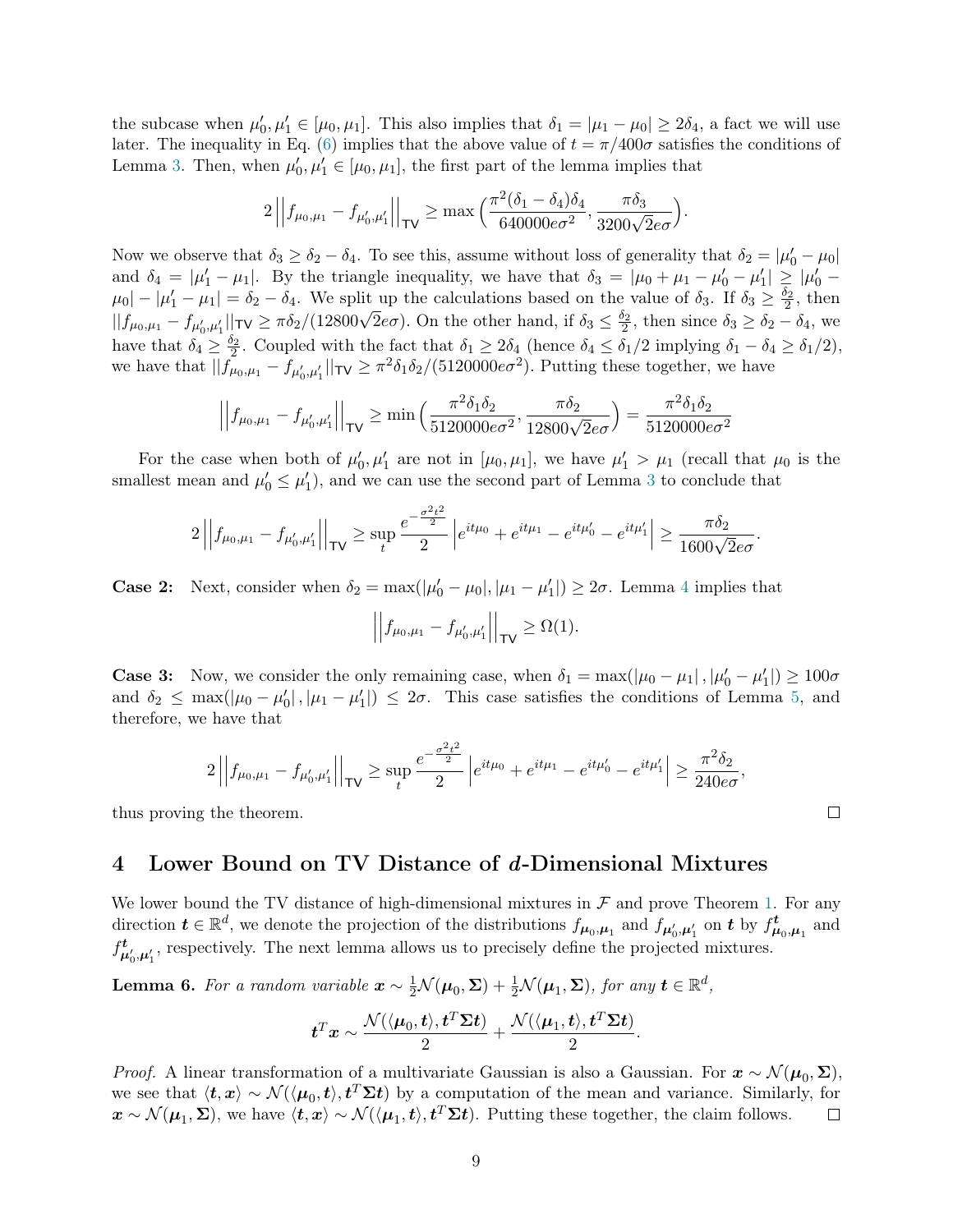the subcase when $\mu_0', \mu_1' \in [\mu_0, \mu_1]$. This also implies that $\delta_1 = |\mu_1 - \mu_0| \geq 2\delta_4$, a fact we will use later. The inequality in Eq. (6) implies that the above value of $t = \pi/400\sigma$ satisfies the conditions of Lemma 3. Then, when $\mu_0', \mu_1' \in [\mu_0, \mu_1]$, the first part of the lemma implies that

$$2\left|\left|f_{\mu_0,\mu_1} - f_{\mu_0',\mu_1'}\right|\right|_{\mathsf{TV}} \geq \max\Big(\frac{\pi^2(\delta_1 - \delta_4)\delta_4}{640000e\sigma^2}, \frac{\pi\delta_3}{3200\sqrt{2}e\sigma}\Big).$$

Now we observe that $\delta_3 \geq \delta_2 - \delta_4$. To see this, assume without loss of generality that $\delta_2 = |\mu_0' - \mu_0|$ and $\delta_4 = |\mu_1' - \mu_1|$. By the triangle inequality, we have that $\delta_3 = |\mu_0 + \mu_1 - \mu_0' - \mu_1'| \geq |\mu_0' - \mu_0| - |\mu_1' - \mu_1| = \delta_2 - \delta_4$. We split up the calculations based on the value of $\delta_3$. If $\delta_3 \geq \frac{\delta_2}{2}$, then $||f_{\mu_0,\mu_1} - f_{\mu_0',\mu_1'}||_{\mathsf{TV}} \geq \pi\delta_2/(12800\sqrt{2}e\sigma)$. On the other hand, if $\delta_3 \leq \frac{\delta_2}{2}$, then since $\delta_3 \geq \delta_2 - \delta_4$, we have that $\delta_4 \geq \frac{\delta_2}{2}$. Coupled with the fact that $\delta_1 \geq 2\delta_4$ (hence $\delta_4 \leq \delta_1/2$ implying $\delta_1 - \delta_4 \geq \delta_1/2$), we have that $||f_{\mu_0,\mu_1} - f_{\mu_0',\mu_1'}||_{\mathsf{TV}} \geq \pi^2\delta_1\delta_2/(5120000e\sigma^2)$. Putting these together, we have

$$\left|\left|f_{\mu_0,\mu_1} - f_{\mu_0',\mu_1'}\right|\right|_{\mathsf{TV}} \geq \min\Big(\frac{\pi^2\delta_1\delta_2}{5120000e\sigma^2}, \frac{\pi\delta_2}{12800\sqrt{2}e\sigma}\Big) = \frac{\pi^2\delta_1\delta_2}{5120000e\sigma^2}$$

For the case when both of $\mu_0', \mu_1'$ are not in $[\mu_0, \mu_1]$, we have $\mu_1' > \mu_1$ (recall that $\mu_0$ is the smallest mean and $\mu_0' \leq \mu_1'$), and we can use the second part of Lemma 3 to conclude that

$$2\left|\left|f_{\mu_0,\mu_1} - f_{\mu_0',\mu_1'}\right|\right|_{\mathsf{TV}} \geq \sup_t \frac{e^{-\frac{\sigma^2t^2}{2}}}{2}\left|e^{it\mu_0} + e^{it\mu_1} - e^{it\mu_0'} - e^{it\mu_1'}\right| \geq \frac{\pi\delta_2}{1600\sqrt{2}e\sigma}.$$

**Case 2:** Next, consider when $\delta_2 = \max(|\mu_0' - \mu_0|, |\mu_1 - \mu_1'|) \geq 2\sigma$. Lemma 4 implies that

$$\left|\left|f_{\mu_0,\mu_1} - f_{\mu_0',\mu_1'}\right|\right|_{\mathsf{TV}} \geq \Omega(1).$$

**Case 3:** Now, we consider the only remaining case, when $\delta_1 = \max(|\mu_0 - \mu_1|, |\mu_0' - \mu_1'|) \geq 100\sigma$ and $\delta_2 \leq \max(|\mu_0 - \mu_0'|, |\mu_1 - \mu_1'|) \leq 2\sigma$. This case satisfies the conditions of Lemma 5, and therefore, we have that

$$2\left|\left|f_{\mu_0,\mu_1} - f_{\mu_0',\mu_1'}\right|\right|_{\mathsf{TV}} \geq \sup_t \frac{e^{-\frac{\sigma^2t^2}{2}}}{2}\left|e^{it\mu_0} + e^{it\mu_1} - e^{it\mu_0'} - e^{it\mu_1'}\right| \geq \frac{\pi^2\delta_2}{240e\sigma},$$

thus proving the theorem. ∎

# 4 Lower Bound on TV Distance of $d$-Dimensional Mixtures

We lower bound the TV distance of high-dimensional mixtures in $\mathcal{F}$ and prove Theorem 1. For any direction $\boldsymbol{t} \in \mathbb{R}^d$, we denote the projection of the distributions $f_{\boldsymbol{\mu}_0,\boldsymbol{\mu}_1}$ and $f_{\boldsymbol{\mu}_0',\boldsymbol{\mu}_1'}$ on $\boldsymbol{t}$ by $f^{\boldsymbol{t}}_{\boldsymbol{\mu}_0,\boldsymbol{\mu}_1}$ and $f^{\boldsymbol{t}}_{\boldsymbol{\mu}_0',\boldsymbol{\mu}_1'}$, respectively. The next lemma allows us to precisely define the projected mixtures.

**Lemma 6.** *For a random variable $\boldsymbol{x} \sim \frac{1}{2}\mathcal{N}(\boldsymbol{\mu}_0, \boldsymbol{\Sigma}) + \frac{1}{2}\mathcal{N}(\boldsymbol{\mu}_1, \boldsymbol{\Sigma})$, for any $\boldsymbol{t} \in \mathbb{R}^d$,*

$$\boldsymbol{t}^T\boldsymbol{x} \sim \frac{\mathcal{N}(\langle\boldsymbol{\mu}_0, \boldsymbol{t}\rangle, \boldsymbol{t}^T\boldsymbol{\Sigma}\boldsymbol{t})}{2} + \frac{\mathcal{N}(\langle\boldsymbol{\mu}_1, \boldsymbol{t}\rangle, \boldsymbol{t}^T\boldsymbol{\Sigma}\boldsymbol{t})}{2}.$$

*Proof.* A linear transformation of a multivariate Gaussian is also a Gaussian. For $\boldsymbol{x} \sim \mathcal{N}(\boldsymbol{\mu}_0, \boldsymbol{\Sigma})$, we see that $\langle\boldsymbol{t}, \boldsymbol{x}\rangle \sim \mathcal{N}(\langle\boldsymbol{\mu}_0, \boldsymbol{t}\rangle, \boldsymbol{t}^T\boldsymbol{\Sigma}\boldsymbol{t})$ by a computation of the mean and variance. Similarly, for $\boldsymbol{x} \sim \mathcal{N}(\boldsymbol{\mu}_1, \boldsymbol{\Sigma})$, we have $\langle\boldsymbol{t}, \boldsymbol{x}\rangle \sim \mathcal{N}(\langle\boldsymbol{\mu}_1, \boldsymbol{t}\rangle, \boldsymbol{t}^T\boldsymbol{\Sigma}\boldsymbol{t})$. Putting these together, the claim follows. ∎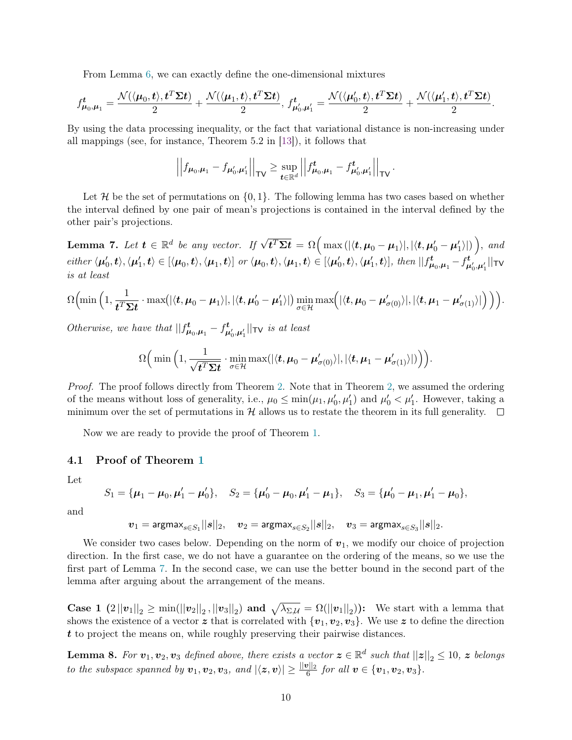From Lemma 6, we can exactly define the one-dimensional mixtures

$$f^{\boldsymbol{t}}_{\boldsymbol{\mu}_0,\boldsymbol{\mu}_1} = \frac{\mathcal{N}(\langle \boldsymbol{\mu}_0, \boldsymbol{t}\rangle, \boldsymbol{t}^T\boldsymbol{\Sigma}\boldsymbol{t})}{2} + \frac{\mathcal{N}(\langle \boldsymbol{\mu}_1, \boldsymbol{t}\rangle, \boldsymbol{t}^T\boldsymbol{\Sigma}\boldsymbol{t})}{2},\ f^{\boldsymbol{t}}_{\boldsymbol{\mu}'_0,\boldsymbol{\mu}'_1} = \frac{\mathcal{N}(\langle \boldsymbol{\mu}'_0, \boldsymbol{t}\rangle, \boldsymbol{t}^T\boldsymbol{\Sigma}\boldsymbol{t})}{2} + \frac{\mathcal{N}(\langle \boldsymbol{\mu}'_1, \boldsymbol{t}\rangle, \boldsymbol{t}^T\boldsymbol{\Sigma}\boldsymbol{t})}{2}.$$

By using the data processing inequality, or the fact that variational distance is non-increasing under all mappings (see, for instance, Theorem 5.2 in [13]), it follows that

$$\left|\left|f_{\boldsymbol{\mu}_0,\boldsymbol{\mu}_1} - f_{\boldsymbol{\mu}'_0,\boldsymbol{\mu}'_1}\right|\right|_{\mathsf{TV}} \geq \sup_{\boldsymbol{t}\in\mathbb{R}^d} \left|\left|f^{\boldsymbol{t}}_{\boldsymbol{\mu}_0,\boldsymbol{\mu}_1} - f^{\boldsymbol{t}}_{\boldsymbol{\mu}'_0,\boldsymbol{\mu}'_1}\right|\right|_{\mathsf{TV}}.$$

Let $\mathcal{H}$ be the set of permutations on $\{0,1\}$. The following lemma has two cases based on whether the interval defined by one pair of mean's projections is contained in the interval defined by the other pair's projections.

**Lemma 7.** *Let $\boldsymbol{t} \in \mathbb{R}^d$ be any vector. If $\sqrt{\boldsymbol{t}^T\boldsymbol{\Sigma}\boldsymbol{t}} = \Omega\Big(\max\left(|\langle \boldsymbol{t}, \boldsymbol{\mu}_0 - \boldsymbol{\mu}_1\rangle|, |\langle \boldsymbol{t}, \boldsymbol{\mu}'_0 - \boldsymbol{\mu}'_1\rangle|\right)\Big)$, and either $\langle \boldsymbol{\mu}'_0, \boldsymbol{t}\rangle, \langle \boldsymbol{\mu}'_1, \boldsymbol{t}\rangle \in [\langle \boldsymbol{\mu}_0, \boldsymbol{t}\rangle, \langle \boldsymbol{\mu}_1, \boldsymbol{t}\rangle]$ or $\langle \boldsymbol{\mu}_0, \boldsymbol{t}\rangle, \langle \boldsymbol{\mu}_1, \boldsymbol{t}\rangle \in [\langle \boldsymbol{\mu}'_0, \boldsymbol{t}\rangle, \langle \boldsymbol{\mu}'_1, \boldsymbol{t}\rangle]$, then $||f^{\boldsymbol{t}}_{\boldsymbol{\mu}_0,\boldsymbol{\mu}_1} - f^{\boldsymbol{t}}_{\boldsymbol{\mu}'_0,\boldsymbol{\mu}'_1}||_{\mathsf{TV}}$ is at least*

$$\Omega\Big(\min\Big(1, \frac{1}{\boldsymbol{t}^T\boldsymbol{\Sigma}\boldsymbol{t}} \cdot \max\big(|\langle \boldsymbol{t}, \boldsymbol{\mu}_0 - \boldsymbol{\mu}_1\rangle|, |\langle \boldsymbol{t}, \boldsymbol{\mu}'_0 - \boldsymbol{\mu}'_1\rangle|\big) \min_{\sigma\in\mathcal{H}} \max\Big(|\langle \boldsymbol{t}, \boldsymbol{\mu}_0 - \boldsymbol{\mu}'_{\sigma(0)}\rangle|, |\langle \boldsymbol{t}, \boldsymbol{\mu}_1 - \boldsymbol{\mu}'_{\sigma(1)}\rangle|\Big)\Big)\Big).$$

*Otherwise, we have that $||f^{\boldsymbol{t}}_{\boldsymbol{\mu}_0,\boldsymbol{\mu}_1} - f^{\boldsymbol{t}}_{\boldsymbol{\mu}'_0,\boldsymbol{\mu}'_1}||_{\mathsf{TV}}$ is at least*

$$\Omega\Big(\min\Big(1, \frac{1}{\sqrt{\boldsymbol{t}^T\boldsymbol{\Sigma}\boldsymbol{t}}} \cdot \min_{\sigma\in\mathcal{H}} \max(|\langle \boldsymbol{t}, \boldsymbol{\mu}_0 - \boldsymbol{\mu}'_{\sigma(0)}\rangle|, |\langle \boldsymbol{t}, \boldsymbol{\mu}_1 - \boldsymbol{\mu}'_{\sigma(1)}\rangle|)\Big)\Big).$$

*Proof.* The proof follows directly from Theorem 2. Note that in Theorem 2, we assumed the ordering of the means without loss of generality, i.e., $\mu_0 \leq \min(\mu_1, \mu'_0, \mu'_1)$ and $\mu'_0 < \mu'_1$. However, taking a minimum over the set of permutations in $\mathcal{H}$ allows us to restate the theorem in its full generality. $\square$

Now we are ready to provide the proof of Theorem 1.

## 4.1 Proof of Theorem 1

Let

$$S_1 = \{\boldsymbol{\mu}_1 - \boldsymbol{\mu}_0, \boldsymbol{\mu}'_1 - \boldsymbol{\mu}'_0\}, \quad S_2 = \{\boldsymbol{\mu}'_0 - \boldsymbol{\mu}_0, \boldsymbol{\mu}'_1 - \boldsymbol{\mu}_1\}, \quad S_3 = \{\boldsymbol{\mu}'_0 - \boldsymbol{\mu}_1, \boldsymbol{\mu}'_1 - \boldsymbol{\mu}_0\},$$

and

$$\boldsymbol{v}_1 = \mathsf{argmax}_{s\in S_1}||\boldsymbol{s}||_2, \quad \boldsymbol{v}_2 = \mathsf{argmax}_{s\in S_2}||\boldsymbol{s}||_2, \quad \boldsymbol{v}_3 = \mathsf{argmax}_{s\in S_3}||\boldsymbol{s}||_2.$$

We consider two cases below. Depending on the norm of $\boldsymbol{v}_1$, we modify our choice of projection direction. In the first case, we do not have a guarantee on the ordering of the means, so we use the first part of Lemma 7. In the second case, we can use the better bound in the second part of the lemma after arguing about the arrangement of the means.

**Case 1 ($2\,||\boldsymbol{v}_1||_2 \geq \min(||\boldsymbol{v}_2||_2, ||\boldsymbol{v}_3||_2)$ and $\sqrt{\lambda_{\Sigma,\mathcal{U}}} = \Omega(||\boldsymbol{v}_1||_2)$):** We start with a lemma that shows the existence of a vector $\boldsymbol{z}$ that is correlated with $\{\boldsymbol{v}_1, \boldsymbol{v}_2, \boldsymbol{v}_3\}$. We use $\boldsymbol{z}$ to define the direction $\boldsymbol{t}$ to project the means on, while roughly preserving their pairwise distances.

**Lemma 8.** *For $\boldsymbol{v}_1, \boldsymbol{v}_2, \boldsymbol{v}_3$ defined above, there exists a vector $\boldsymbol{z} \in \mathbb{R}^d$ such that $||\boldsymbol{z}||_2 \leq 10$, $\boldsymbol{z}$ belongs to the subspace spanned by $\boldsymbol{v}_1, \boldsymbol{v}_2, \boldsymbol{v}_3$, and $|\langle \boldsymbol{z}, \boldsymbol{v}\rangle| \geq \frac{||\boldsymbol{v}||_2}{6}$ for all $\boldsymbol{v} \in \{\boldsymbol{v}_1, \boldsymbol{v}_2, \boldsymbol{v}_3\}$.*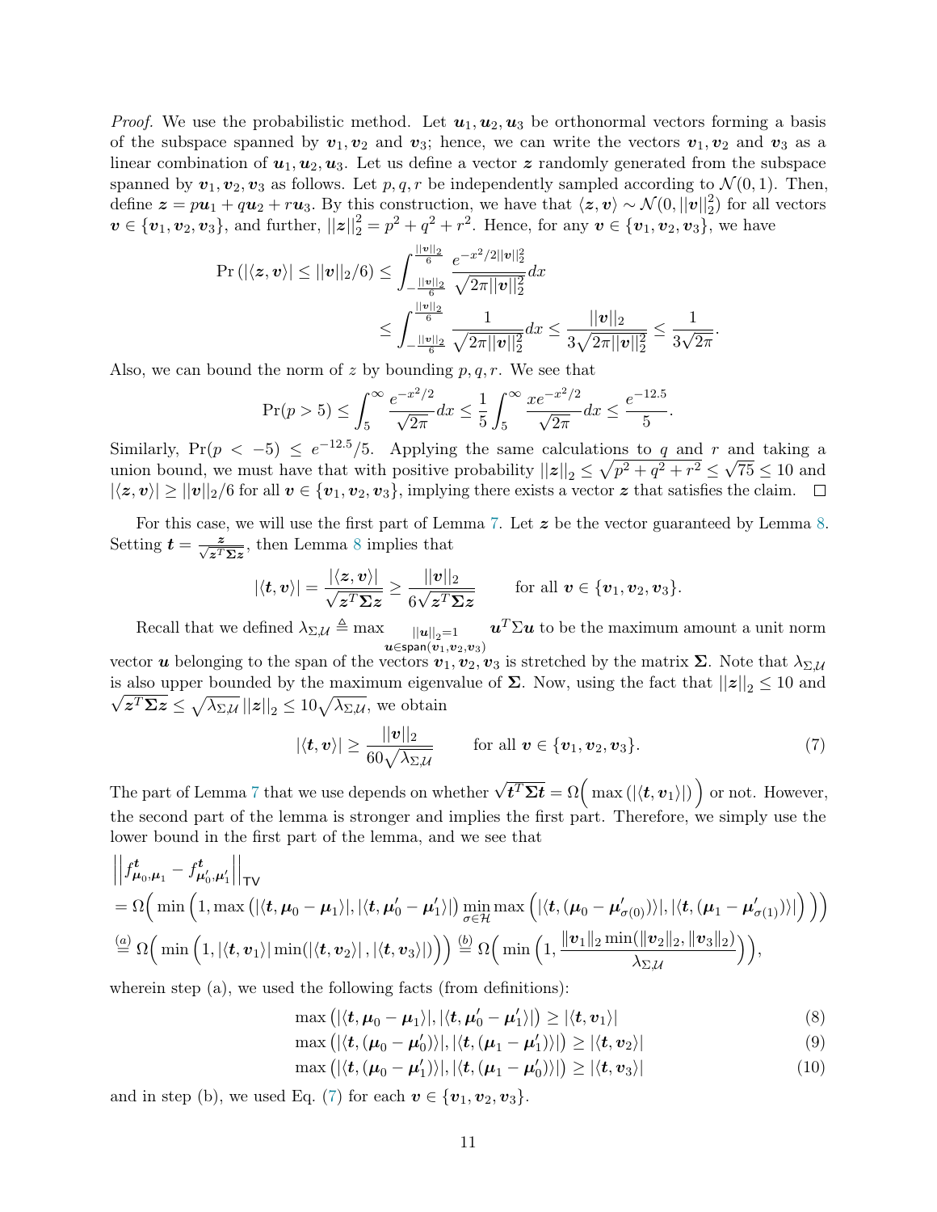*Proof.* We use the probabilistic method. Let $\boldsymbol{u}_1, \boldsymbol{u}_2, \boldsymbol{u}_3$ be orthonormal vectors forming a basis of the subspace spanned by $\boldsymbol{v}_1, \boldsymbol{v}_2$ and $\boldsymbol{v}_3$; hence, we can write the vectors $\boldsymbol{v}_1, \boldsymbol{v}_2$ and $\boldsymbol{v}_3$ as a linear combination of $\boldsymbol{u}_1, \boldsymbol{u}_2, \boldsymbol{u}_3$. Let us define a vector $\boldsymbol{z}$ randomly generated from the subspace spanned by $\boldsymbol{v}_1, \boldsymbol{v}_2, \boldsymbol{v}_3$ as follows. Let $p, q, r$ be independently sampled according to $\mathcal{N}(0,1)$. Then, define $\boldsymbol{z} = p\boldsymbol{u}_1 + q\boldsymbol{u}_2 + r\boldsymbol{u}_3$. By this construction, we have that $\langle \boldsymbol{z}, \boldsymbol{v}\rangle \sim \mathcal{N}(0, ||\boldsymbol{v}||_2^2)$ for all vectors $\boldsymbol{v} \in \{\boldsymbol{v}_1, \boldsymbol{v}_2, \boldsymbol{v}_3\}$, and further, $||\boldsymbol{z}||_2^2 = p^2 + q^2 + r^2$. Hence, for any $\boldsymbol{v} \in \{\boldsymbol{v}_1, \boldsymbol{v}_2, \boldsymbol{v}_3\}$, we have

$$
\begin{aligned}
\Pr\left(|\langle \boldsymbol{z}, \boldsymbol{v}\rangle| \le ||\boldsymbol{v}||_2/6\right) &\le \int_{-\frac{||\boldsymbol{v}||_2}{6}}^{\frac{||\boldsymbol{v}||_2}{6}} \frac{e^{-x^2/2||\boldsymbol{v}||_2^2}}{\sqrt{2\pi||\boldsymbol{v}||_2^2}}dx \\
&\le \int_{-\frac{||\boldsymbol{v}||_2}{6}}^{\frac{||\boldsymbol{v}||_2}{6}} \frac{1}{\sqrt{2\pi||\boldsymbol{v}||_2^2}}dx \le \frac{||\boldsymbol{v}||_2}{3\sqrt{2\pi||\boldsymbol{v}||_2^2}} \le \frac{1}{3\sqrt{2\pi}}.
\end{aligned}
$$

Also, we can bound the norm of $z$ by bounding $p, q, r$. We see that

$$
\Pr(p > 5) \le \int_5^\infty \frac{e^{-x^2/2}}{\sqrt{2\pi}}dx \le \frac{1}{5}\int_5^\infty \frac{xe^{-x^2/2}}{\sqrt{2\pi}}dx \le \frac{e^{-12.5}}{5}.
$$

Similarly, $\Pr(p < -5) \le e^{-12.5}/5$. Applying the same calculations to $q$ and $r$ and taking a union bound, we must have that with positive probability $||\boldsymbol{z}||_2 \le \sqrt{p^2+q^2+r^2} \le \sqrt{75} \le 10$ and $|\langle \boldsymbol{z}, \boldsymbol{v}\rangle| \ge ||\boldsymbol{v}||_2/6$ for all $\boldsymbol{v} \in \{\boldsymbol{v}_1, \boldsymbol{v}_2, \boldsymbol{v}_3\}$, implying there exists a vector $\boldsymbol{z}$ that satisfies the claim. ☐

For this case, we will use the first part of Lemma 7. Let $\boldsymbol{z}$ be the vector guaranteed by Lemma 8. Setting $\boldsymbol{t} = \frac{\boldsymbol{z}}{\sqrt{\boldsymbol{z}^T\boldsymbol{\Sigma}\boldsymbol{z}}}$, then Lemma 8 implies that

$$
|\langle \boldsymbol{t}, \boldsymbol{v}\rangle| = \frac{|\langle \boldsymbol{z}, \boldsymbol{v}\rangle|}{\sqrt{\boldsymbol{z}^T\boldsymbol{\Sigma}\boldsymbol{z}}} \ge \frac{||\boldsymbol{v}||_2}{6\sqrt{\boldsymbol{z}^T\boldsymbol{\Sigma}\boldsymbol{z}}} \qquad \text{for all } \boldsymbol{v} \in \{\boldsymbol{v}_1, \boldsymbol{v}_2, \boldsymbol{v}_3\}.
$$

Recall that we defined $\lambda_{\Sigma,\mathcal{U}} \triangleq \max_{\substack{||\boldsymbol{u}||_2=1 \\ \boldsymbol{u}\in\mathsf{span}(\boldsymbol{v}_1,\boldsymbol{v}_2,\boldsymbol{v}_3)}} \boldsymbol{u}^T\Sigma\boldsymbol{u}$ to be the maximum amount a unit norm vector $\boldsymbol{u}$ belonging to the span of the vectors $\boldsymbol{v}_1, \boldsymbol{v}_2, \boldsymbol{v}_3$ is stretched by the matrix $\boldsymbol{\Sigma}$. Note that $\lambda_{\Sigma,\mathcal{U}}$ is also upper bounded by the maximum eigenvalue of $\boldsymbol{\Sigma}$. Now, using the fact that $||\boldsymbol{z}||_2 \le 10$ and $\sqrt{\boldsymbol{z}^T\boldsymbol{\Sigma}\boldsymbol{z}} \le \sqrt{\lambda_{\Sigma,\mathcal{U}}}\,||\boldsymbol{z}||_2 \le 10\sqrt{\lambda_{\Sigma,\mathcal{U}}}$, we obtain

$$
|\langle \boldsymbol{t}, \boldsymbol{v}\rangle| \ge \frac{||\boldsymbol{v}||_2}{60\sqrt{\lambda_{\Sigma,\mathcal{U}}}} \qquad \text{for all } \boldsymbol{v} \in \{\boldsymbol{v}_1, \boldsymbol{v}_2, \boldsymbol{v}_3\}. \tag{7}
$$

The part of Lemma 7 that we use depends on whether $\sqrt{\boldsymbol{t}^T\boldsymbol{\Sigma}\boldsymbol{t}} = \Omega\Big(\max\left(|\langle \boldsymbol{t}, \boldsymbol{v}_1\rangle|\right)\Big)$ or not. However, the second part of the lemma is stronger and implies the first part. Therefore, we simply use the lower bound in the first part of the lemma, and we see that

$$
\begin{aligned}
&\left|\left|f^{\boldsymbol{t}}_{\boldsymbol{\mu}_0,\boldsymbol{\mu}_1} - f^{\boldsymbol{t}}_{\boldsymbol{\mu}'_0,\boldsymbol{\mu}'_1}\right|\right|_{\mathsf{TV}} \\
&= \Omega\Big(\min\Big(1, \max\left(|\langle \boldsymbol{t}, \boldsymbol{\mu}_0 - \boldsymbol{\mu}_1\rangle|, |\langle \boldsymbol{t}, \boldsymbol{\mu}'_0 - \boldsymbol{\mu}'_1\rangle|\right)\min_{\sigma\in\mathcal{H}}\max\Big(|\langle \boldsymbol{t}, (\boldsymbol{\mu}_0 - \boldsymbol{\mu}'_{\sigma(0)})\rangle|, |\langle \boldsymbol{t}, (\boldsymbol{\mu}_1 - \boldsymbol{\mu}'_{\sigma(1)})\rangle|\Big)\Big)\Big) \\
&\overset{(a)}{=} \Omega\Big(\min\Big(1, |\langle \boldsymbol{t}, \boldsymbol{v}_1\rangle|\min(|\langle \boldsymbol{t}, \boldsymbol{v}_2\rangle|, |\langle \boldsymbol{t}, \boldsymbol{v}_3\rangle|)\Big)\Big) \overset{(b)}{=} \Omega\Big(\min\Big(1, \frac{\|\boldsymbol{v}_1\|_2\min(\|\boldsymbol{v}_2\|_2, \|\boldsymbol{v}_3\|_2)}{\lambda_{\Sigma,\mathcal{U}}}\Big)\Big),
\end{aligned}
$$

wherein step (a), we used the following facts (from definitions):

$$
\max\left(|\langle \boldsymbol{t}, \boldsymbol{\mu}_0 - \boldsymbol{\mu}_1\rangle|, |\langle \boldsymbol{t}, \boldsymbol{\mu}'_0 - \boldsymbol{\mu}'_1\rangle|\right) \ge |\langle \boldsymbol{t}, \boldsymbol{v}_1\rangle| \tag{8}
$$

$$
\max\left(|\langle \boldsymbol{t}, (\boldsymbol{\mu}_0 - \boldsymbol{\mu}'_0)\rangle|, |\langle \boldsymbol{t}, (\boldsymbol{\mu}_1 - \boldsymbol{\mu}'_1)\rangle|\right) \ge |\langle \boldsymbol{t}, \boldsymbol{v}_2\rangle| \tag{9}
$$

$$
\max\left(|\langle \boldsymbol{t}, (\boldsymbol{\mu}_0 - \boldsymbol{\mu}'_1)\rangle|, |\langle \boldsymbol{t}, (\boldsymbol{\mu}_1 - \boldsymbol{\mu}'_0)\rangle|\right) \ge |\langle \boldsymbol{t}, \boldsymbol{v}_3\rangle| \tag{10}
$$

and in step (b), we used Eq. (7) for each $\boldsymbol{v} \in \{\boldsymbol{v}_1, \boldsymbol{v}_2, \boldsymbol{v}_3\}$.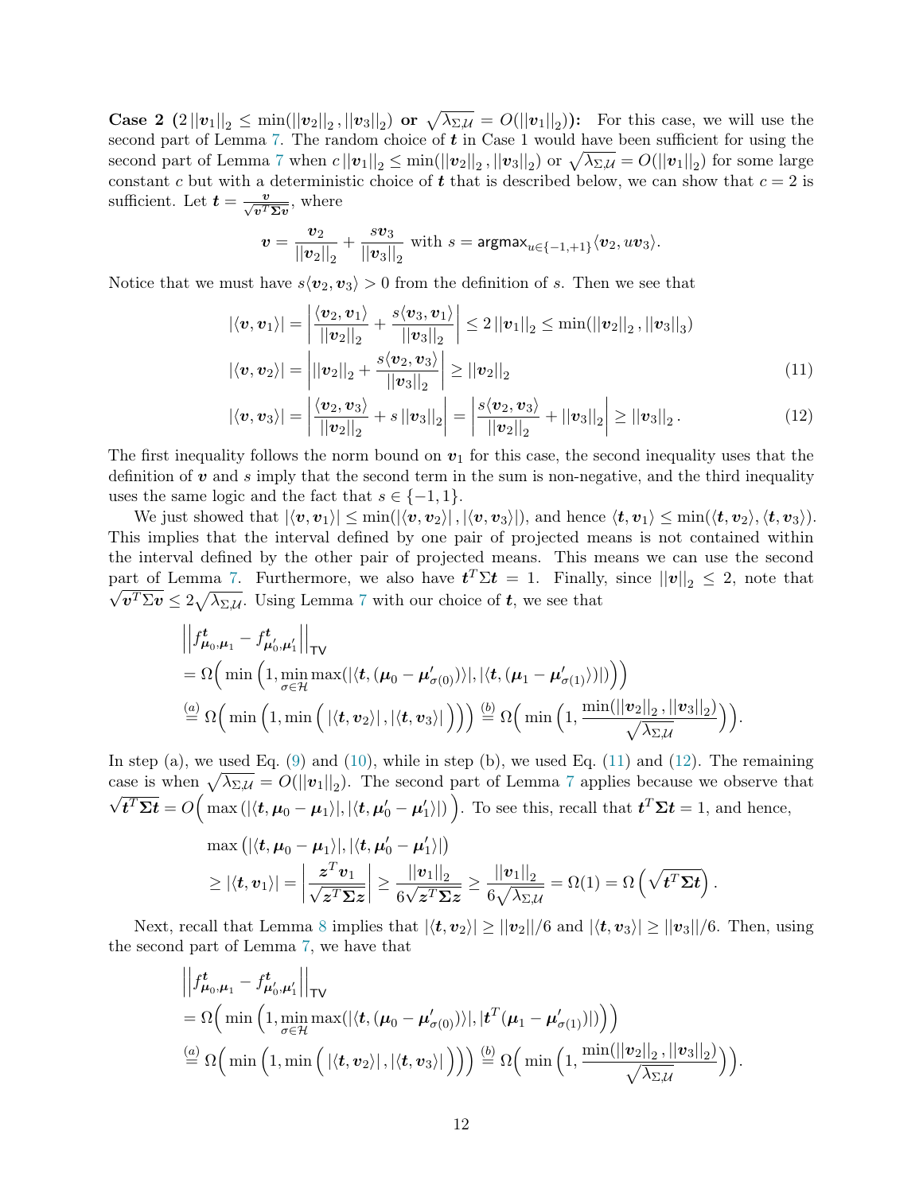**Case 2** ($2\left|\left|\boldsymbol{v}_1\right|\right|_2 \leq \min(\left|\left|\boldsymbol{v}_2\right|\right|_2, \left|\left|\boldsymbol{v}_3\right|\right|_2)$ **or** $\sqrt{\lambda_{\Sigma,\mathcal{U}}} = O(\left|\left|\boldsymbol{v}_1\right|\right|_2)$)**:** For this case, we will use the second part of Lemma 7. The random choice of $\boldsymbol{t}$ in Case 1 would have been sufficient for using the second part of Lemma 7 when $c\left|\left|\boldsymbol{v}_1\right|\right|_2 \leq \min(\left|\left|\boldsymbol{v}_2\right|\right|_2, \left|\left|\boldsymbol{v}_3\right|\right|_2)$ or $\sqrt{\lambda_{\Sigma,\mathcal{U}}} = O(\left|\left|\boldsymbol{v}_1\right|\right|_2)$ for some large constant $c$ but with a deterministic choice of $\boldsymbol{t}$ that is described below, we can show that $c = 2$ is sufficient. Let $\boldsymbol{t} = \frac{\boldsymbol{v}}{\sqrt{\boldsymbol{v}^T\boldsymbol{\Sigma}\boldsymbol{v}}}$, where

$$\boldsymbol{v} = \frac{\boldsymbol{v}_2}{\left|\left|\boldsymbol{v}_2\right|\right|_2} + \frac{s\boldsymbol{v}_3}{\left|\left|\boldsymbol{v}_3\right|\right|_2} \text{ with } s = \mathsf{argmax}_{u\in\{-1,+1\}}\langle \boldsymbol{v}_2, u\boldsymbol{v}_3\rangle.$$

Notice that we must have $s\langle \boldsymbol{v}_2, \boldsymbol{v}_3\rangle > 0$ from the definition of $s$. Then we see that

$$|\langle \boldsymbol{v}, \boldsymbol{v}_1\rangle| = \left|\frac{\langle \boldsymbol{v}_2, \boldsymbol{v}_1\rangle}{\left|\left|\boldsymbol{v}_2\right|\right|_2} + \frac{s\langle \boldsymbol{v}_3, \boldsymbol{v}_1\rangle}{\left|\left|\boldsymbol{v}_3\right|\right|_2}\right| \leq 2\left|\left|\boldsymbol{v}_1\right|\right|_2 \leq \min(\left|\left|\boldsymbol{v}_2\right|\right|_2, \left|\left|\boldsymbol{v}_3\right|\right|_3)$$

$$|\langle \boldsymbol{v}, \boldsymbol{v}_2\rangle| = \left|\left|\left|\boldsymbol{v}_2\right|\right|_2 + \frac{s\langle \boldsymbol{v}_2, \boldsymbol{v}_3\rangle}{\left|\left|\boldsymbol{v}_3\right|\right|_2}\right| \geq \left|\left|\boldsymbol{v}_2\right|\right|_2 \tag{11}$$

$$|\langle \boldsymbol{v}, \boldsymbol{v}_3\rangle| = \left|\frac{\langle \boldsymbol{v}_2, \boldsymbol{v}_3\rangle}{\left|\left|\boldsymbol{v}_2\right|\right|_2} + s\left|\left|\boldsymbol{v}_3\right|\right|_2\right| = \left|\frac{s\langle \boldsymbol{v}_2, \boldsymbol{v}_3\rangle}{\left|\left|\boldsymbol{v}_2\right|\right|_2} + \left|\left|\boldsymbol{v}_3\right|\right|_2\right| \geq \left|\left|\boldsymbol{v}_3\right|\right|_2. \tag{12}$$

The first inequality follows the norm bound on $\boldsymbol{v}_1$ for this case, the second inequality uses that the definition of $\boldsymbol{v}$ and $s$ imply that the second term in the sum is non-negative, and the third inequality uses the same logic and the fact that $s \in \{-1, 1\}$.

We just showed that $|\langle \boldsymbol{v}, \boldsymbol{v}_1\rangle| \leq \min(|\langle \boldsymbol{v}, \boldsymbol{v}_2\rangle|, |\langle \boldsymbol{v}, \boldsymbol{v}_3\rangle|)$, and hence $\langle \boldsymbol{t}, \boldsymbol{v}_1\rangle \leq \min(\langle \boldsymbol{t}, \boldsymbol{v}_2\rangle, \langle \boldsymbol{t}, \boldsymbol{v}_3\rangle)$. This implies that the interval defined by one pair of projected means is not contained within the interval defined by the other pair of projected means. This means we can use the second part of Lemma 7. Furthermore, we also have $\boldsymbol{t}^T\Sigma\boldsymbol{t} = 1$. Finally, since $\left|\left|\boldsymbol{v}\right|\right|_2 \leq 2$, note that $\sqrt{\boldsymbol{v}^T\Sigma\boldsymbol{v}} \leq 2\sqrt{\lambda_{\Sigma,\mathcal{U}}}$. Using Lemma 7 with our choice of $\boldsymbol{t}$, we see that

$$\begin{aligned}
&\left|\left|f^{\boldsymbol{t}}_{\boldsymbol{\mu}_0,\boldsymbol{\mu}_1} - f^{\boldsymbol{t}}_{\boldsymbol{\mu}_0',\boldsymbol{\mu}_1'}\right|\right|_{\mathsf{TV}} \\
&= \Omega\Big(\min\Big(1, \min_{\sigma\in\mathcal{H}} \max(|\langle \boldsymbol{t}, (\boldsymbol{\mu}_0 - \boldsymbol{\mu}'_{\sigma(0)})\rangle|, |\langle \boldsymbol{t}, (\boldsymbol{\mu}_1 - \boldsymbol{\mu}'_{\sigma(1)})\rangle|)\Big)\Big) \\
&\overset{(a)}{=} \Omega\Big(\min\Big(1, \min\Big(|\langle \boldsymbol{t}, \boldsymbol{v}_2\rangle|, |\langle \boldsymbol{t}, \boldsymbol{v}_3\rangle|\Big)\Big)\Big) \overset{(b)}{=} \Omega\Big(\min\Big(1, \frac{\min(\left|\left|\boldsymbol{v}_2\right|\right|_2, \left|\left|\boldsymbol{v}_3\right|\right|_2)}{\sqrt{\lambda_{\Sigma,\mathcal{U}}}}\Big)\Big).
\end{aligned}$$

In step (a), we used Eq. (9) and (10), while in step (b), we used Eq. (11) and (12). The remaining case is when $\sqrt{\lambda_{\Sigma,\mathcal{U}}} = O(\left|\left|\boldsymbol{v}_1\right|\right|_2)$. The second part of Lemma 7 applies because we observe that $\sqrt{\boldsymbol{t}^T\boldsymbol{\Sigma}\boldsymbol{t}} = O\Big(\max\left(|\langle \boldsymbol{t}, \boldsymbol{\mu}_0 - \boldsymbol{\mu}_1\rangle|, |\langle \boldsymbol{t}, \boldsymbol{\mu}_0' - \boldsymbol{\mu}_1'\rangle|\right)\Big)$. To see this, recall that $\boldsymbol{t}^T\boldsymbol{\Sigma}\boldsymbol{t} = 1$, and hence,

$$\begin{aligned}
&\max\left(|\langle \boldsymbol{t}, \boldsymbol{\mu}_0 - \boldsymbol{\mu}_1\rangle|, |\langle \boldsymbol{t}, \boldsymbol{\mu}_0' - \boldsymbol{\mu}_1'\rangle|\right) \\
&\geq |\langle \boldsymbol{t}, \boldsymbol{v}_1\rangle| = \left|\frac{\boldsymbol{z}^T\boldsymbol{v}_1}{\sqrt{\boldsymbol{z}^T\boldsymbol{\Sigma}\boldsymbol{z}}}\right| \geq \frac{\left|\left|\boldsymbol{v}_1\right|\right|_2}{6\sqrt{\boldsymbol{z}^T\boldsymbol{\Sigma}\boldsymbol{z}}} \geq \frac{\left|\left|\boldsymbol{v}_1\right|\right|_2}{6\sqrt{\lambda_{\Sigma,\mathcal{U}}}} = \Omega(1) = \Omega\left(\sqrt{\boldsymbol{t}^T\boldsymbol{\Sigma}\boldsymbol{t}}\right).
\end{aligned}$$

Next, recall that Lemma 8 implies that $|\langle \boldsymbol{t}, \boldsymbol{v}_2\rangle| \geq \left|\left|\boldsymbol{v}_2\right|\right|/6$ and $|\langle \boldsymbol{t}, \boldsymbol{v}_3\rangle| \geq \left|\left|\boldsymbol{v}_3\right|\right|/6$. Then, using the second part of Lemma 7, we have that

$$\begin{aligned}
&\left|\left|f^{\boldsymbol{t}}_{\boldsymbol{\mu}_0,\boldsymbol{\mu}_1} - f^{\boldsymbol{t}}_{\boldsymbol{\mu}_0',\boldsymbol{\mu}_1'}\right|\right|_{\mathsf{TV}} \\
&= \Omega\Big(\min\Big(1, \min_{\sigma\in\mathcal{H}} \max(|\langle \boldsymbol{t}, (\boldsymbol{\mu}_0 - \boldsymbol{\mu}'_{\sigma(0)})\rangle|, |\boldsymbol{t}^T(\boldsymbol{\mu}_1 - \boldsymbol{\mu}'_{\sigma(1)})|)\Big)\Big) \\
&\overset{(a)}{=} \Omega\Big(\min\Big(1, \min\Big(|\langle \boldsymbol{t}, \boldsymbol{v}_2\rangle|, |\langle \boldsymbol{t}, \boldsymbol{v}_3\rangle|\Big)\Big)\Big) \overset{(b)}{=} \Omega\Big(\min\Big(1, \frac{\min(\left|\left|\boldsymbol{v}_2\right|\right|_2, \left|\left|\boldsymbol{v}_3\right|\right|_2)}{\sqrt{\lambda_{\Sigma,\mathcal{U}}}}\Big)\Big).
\end{aligned}$$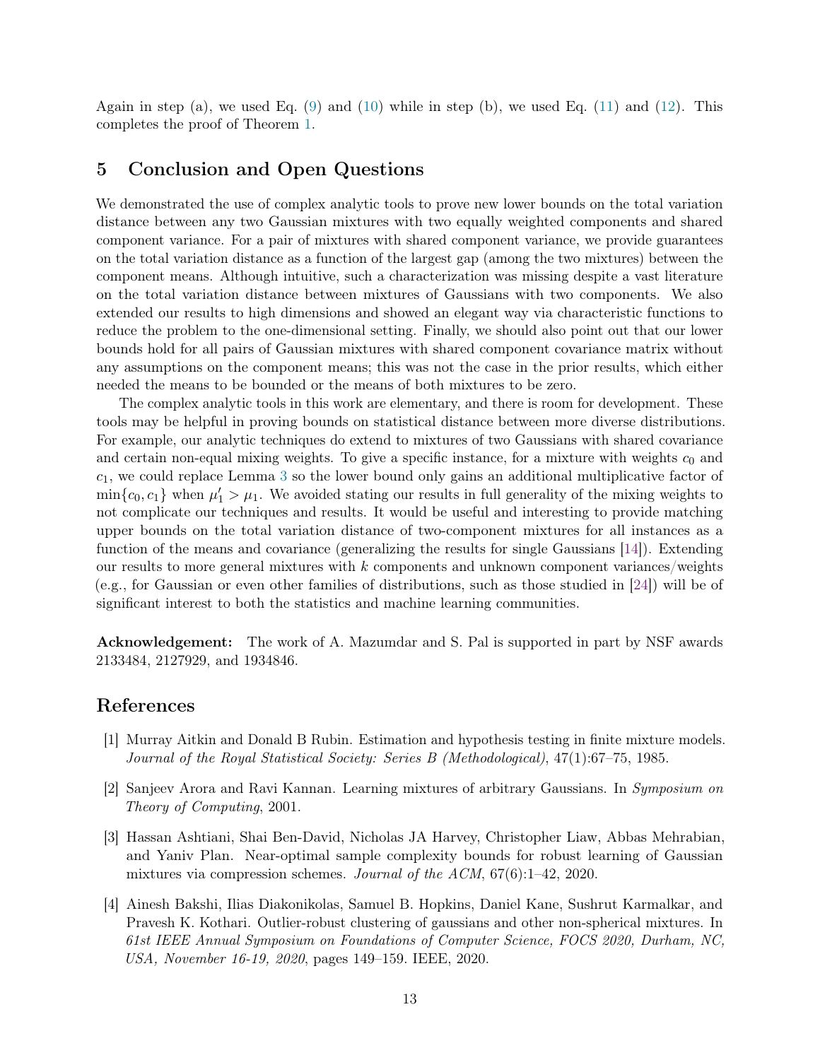Again in step (a), we used Eq. (9) and (10) while in step (b), we used Eq. (11) and (12). This completes the proof of Theorem 1.

## 5 Conclusion and Open Questions

We demonstrated the use of complex analytic tools to prove new lower bounds on the total variation distance between any two Gaussian mixtures with two equally weighted components and shared component variance. For a pair of mixtures with shared component variance, we provide guarantees on the total variation distance as a function of the largest gap (among the two mixtures) between the component means. Although intuitive, such a characterization was missing despite a vast literature on the total variation distance between mixtures of Gaussians with two components. We also extended our results to high dimensions and showed an elegant way via characteristic functions to reduce the problem to the one-dimensional setting. Finally, we should also point out that our lower bounds hold for all pairs of Gaussian mixtures with shared component covariance matrix without any assumptions on the component means; this was not the case in the prior results, which either needed the means to be bounded or the means of both mixtures to be zero.

The complex analytic tools in this work are elementary, and there is room for development. These tools may be helpful in proving bounds on statistical distance between more diverse distributions. For example, our analytic techniques do extend to mixtures of two Gaussians with shared covariance and certain non-equal mixing weights. To give a specific instance, for a mixture with weights $c_0$ and $c_1$, we could replace Lemma 3 so the lower bound only gains an additional multiplicative factor of $\min\{c_0, c_1\}$ when $\mu_1' > \mu_1$. We avoided stating our results in full generality of the mixing weights to not complicate our techniques and results. It would be useful and interesting to provide matching upper bounds on the total variation distance of two-component mixtures for all instances as a function of the means and covariance (generalizing the results for single Gaussians [14]). Extending our results to more general mixtures with $k$ components and unknown component variances/weights (e.g., for Gaussian or even other families of distributions, such as those studied in [24]) will be of significant interest to both the statistics and machine learning communities.

**Acknowledgement:** The work of A. Mazumdar and S. Pal is supported in part by NSF awards 2133484, 2127929, and 1934846.

## References

[1] Murray Aitkin and Donald B Rubin. Estimation and hypothesis testing in finite mixture models. *Journal of the Royal Statistical Society: Series B (Methodological)*, 47(1):67–75, 1985.

[2] Sanjeev Arora and Ravi Kannan. Learning mixtures of arbitrary Gaussians. In *Symposium on Theory of Computing*, 2001.

[3] Hassan Ashtiani, Shai Ben-David, Nicholas JA Harvey, Christopher Liaw, Abbas Mehrabian, and Yaniv Plan. Near-optimal sample complexity bounds for robust learning of Gaussian mixtures via compression schemes. *Journal of the ACM*, 67(6):1–42, 2020.

[4] Ainesh Bakshi, Ilias Diakonikolas, Samuel B. Hopkins, Daniel Kane, Sushrut Karmalkar, and Pravesh K. Kothari. Outlier-robust clustering of gaussians and other non-spherical mixtures. In *61st IEEE Annual Symposium on Foundations of Computer Science, FOCS 2020, Durham, NC, USA, November 16-19, 2020*, pages 149–159. IEEE, 2020.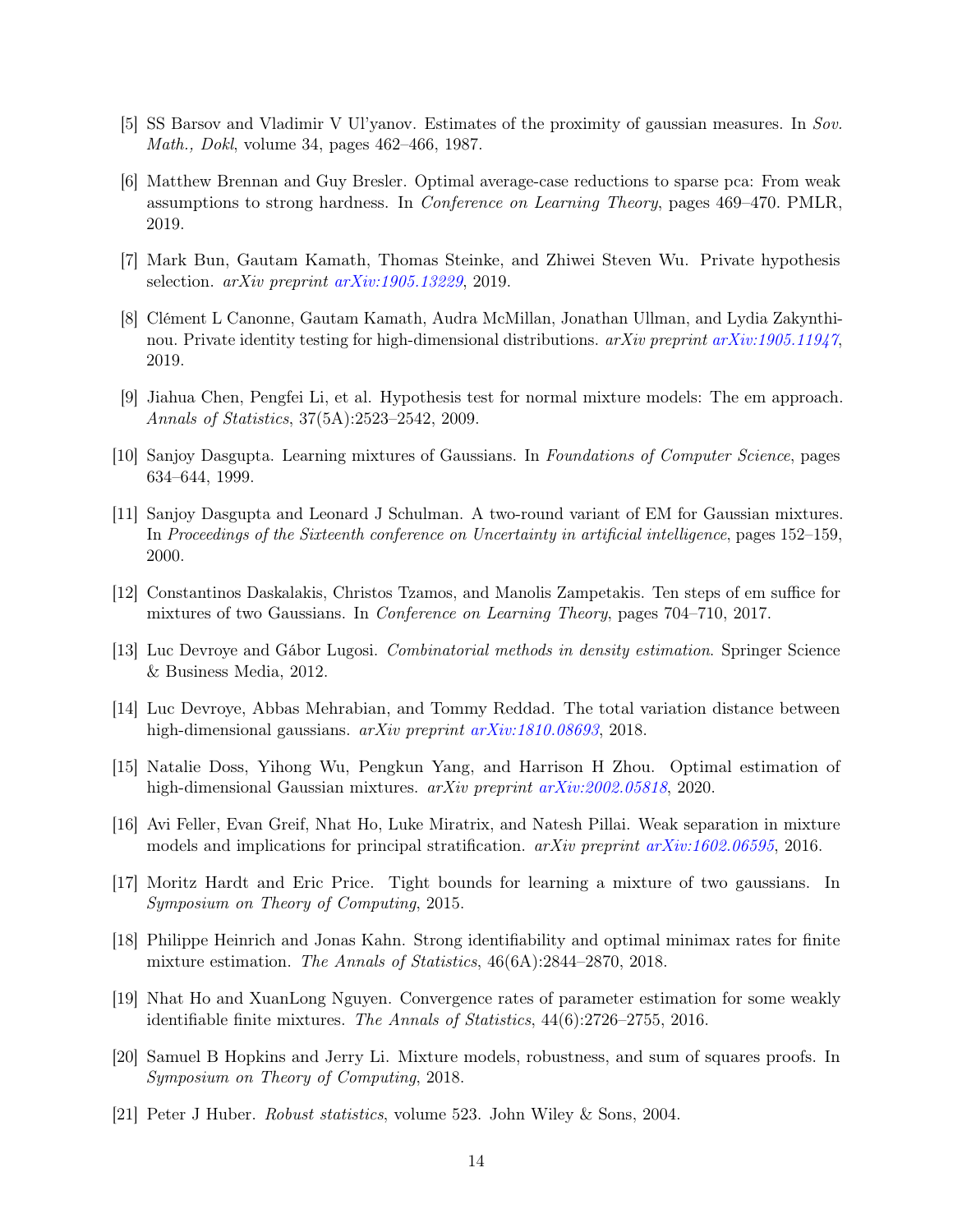[5] SS Barsov and Vladimir V Ul'yanov. Estimates of the proximity of gaussian measures. In *Sov. Math., Dokl*, volume 34, pages 462–466, 1987.

[6] Matthew Brennan and Guy Bresler. Optimal average-case reductions to sparse pca: From weak assumptions to strong hardness. In *Conference on Learning Theory*, pages 469–470. PMLR, 2019.

[7] Mark Bun, Gautam Kamath, Thomas Steinke, and Zhiwei Steven Wu. Private hypothesis selection. *arXiv preprint arXiv:1905.13229*, 2019.

[8] Clément L Canonne, Gautam Kamath, Audra McMillan, Jonathan Ullman, and Lydia Zakynthinou. Private identity testing for high-dimensional distributions. *arXiv preprint arXiv:1905.11947*, 2019.

[9] Jiahua Chen, Pengfei Li, et al. Hypothesis test for normal mixture models: The em approach. *Annals of Statistics*, 37(5A):2523–2542, 2009.

[10] Sanjoy Dasgupta. Learning mixtures of Gaussians. In *Foundations of Computer Science*, pages 634–644, 1999.

[11] Sanjoy Dasgupta and Leonard J Schulman. A two-round variant of EM for Gaussian mixtures. In *Proceedings of the Sixteenth conference on Uncertainty in artificial intelligence*, pages 152–159, 2000.

[12] Constantinos Daskalakis, Christos Tzamos, and Manolis Zampetakis. Ten steps of em suffice for mixtures of two Gaussians. In *Conference on Learning Theory*, pages 704–710, 2017.

[13] Luc Devroye and Gábor Lugosi. *Combinatorial methods in density estimation*. Springer Science & Business Media, 2012.

[14] Luc Devroye, Abbas Mehrabian, and Tommy Reddad. The total variation distance between high-dimensional gaussians. *arXiv preprint arXiv:1810.08693*, 2018.

[15] Natalie Doss, Yihong Wu, Pengkun Yang, and Harrison H Zhou. Optimal estimation of high-dimensional Gaussian mixtures. *arXiv preprint arXiv:2002.05818*, 2020.

[16] Avi Feller, Evan Greif, Nhat Ho, Luke Miratrix, and Natesh Pillai. Weak separation in mixture models and implications for principal stratification. *arXiv preprint arXiv:1602.06595*, 2016.

[17] Moritz Hardt and Eric Price. Tight bounds for learning a mixture of two gaussians. In *Symposium on Theory of Computing*, 2015.

[18] Philippe Heinrich and Jonas Kahn. Strong identifiability and optimal minimax rates for finite mixture estimation. *The Annals of Statistics*, 46(6A):2844–2870, 2018.

[19] Nhat Ho and XuanLong Nguyen. Convergence rates of parameter estimation for some weakly identifiable finite mixtures. *The Annals of Statistics*, 44(6):2726–2755, 2016.

[20] Samuel B Hopkins and Jerry Li. Mixture models, robustness, and sum of squares proofs. In *Symposium on Theory of Computing*, 2018.

[21] Peter J Huber. *Robust statistics*, volume 523. John Wiley & Sons, 2004.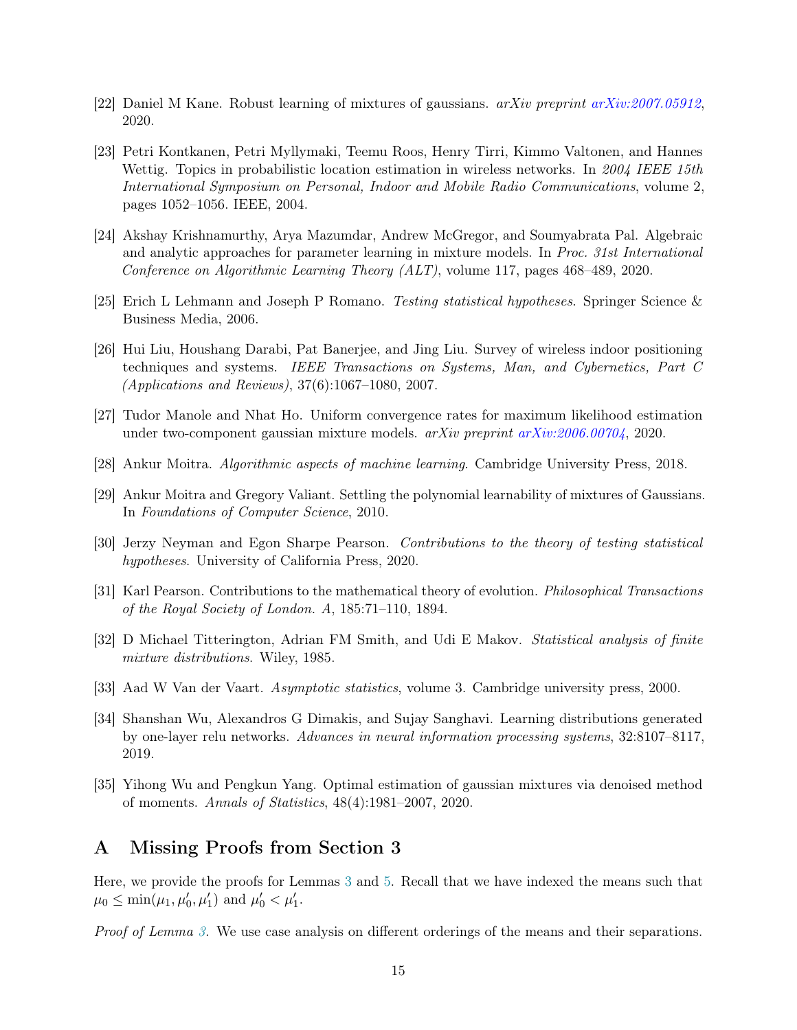[22] Daniel M Kane. Robust learning of mixtures of gaussians. *arXiv preprint arXiv:2007.05912*, 2020.

[23] Petri Kontkanen, Petri Myllymaki, Teemu Roos, Henry Tirri, Kimmo Valtonen, and Hannes Wettig. Topics in probabilistic location estimation in wireless networks. In *2004 IEEE 15th International Symposium on Personal, Indoor and Mobile Radio Communications*, volume 2, pages 1052–1056. IEEE, 2004.

[24] Akshay Krishnamurthy, Arya Mazumdar, Andrew McGregor, and Soumyabrata Pal. Algebraic and analytic approaches for parameter learning in mixture models. In *Proc. 31st International Conference on Algorithmic Learning Theory (ALT)*, volume 117, pages 468–489, 2020.

[25] Erich L Lehmann and Joseph P Romano. *Testing statistical hypotheses*. Springer Science & Business Media, 2006.

[26] Hui Liu, Houshang Darabi, Pat Banerjee, and Jing Liu. Survey of wireless indoor positioning techniques and systems. *IEEE Transactions on Systems, Man, and Cybernetics, Part C (Applications and Reviews)*, 37(6):1067–1080, 2007.

[27] Tudor Manole and Nhat Ho. Uniform convergence rates for maximum likelihood estimation under two-component gaussian mixture models. *arXiv preprint arXiv:2006.00704*, 2020.

[28] Ankur Moitra. *Algorithmic aspects of machine learning*. Cambridge University Press, 2018.

[29] Ankur Moitra and Gregory Valiant. Settling the polynomial learnability of mixtures of Gaussians. In *Foundations of Computer Science*, 2010.

[30] Jerzy Neyman and Egon Sharpe Pearson. *Contributions to the theory of testing statistical hypotheses*. University of California Press, 2020.

[31] Karl Pearson. Contributions to the mathematical theory of evolution. *Philosophical Transactions of the Royal Society of London. A*, 185:71–110, 1894.

[32] D Michael Titterington, Adrian FM Smith, and Udi E Makov. *Statistical analysis of finite mixture distributions*. Wiley, 1985.

[33] Aad W Van der Vaart. *Asymptotic statistics*, volume 3. Cambridge university press, 2000.

[34] Shanshan Wu, Alexandros G Dimakis, and Sujay Sanghavi. Learning distributions generated by one-layer relu networks. *Advances in neural information processing systems*, 32:8107–8117, 2019.

[35] Yihong Wu and Pengkun Yang. Optimal estimation of gaussian mixtures via denoised method of moments. *Annals of Statistics*, 48(4):1981–2007, 2020.

# A Missing Proofs from Section 3

Here, we provide the proofs for Lemmas 3 and 5. Recall that we have indexed the means such that $\mu_0 \leq \min(\mu_1, \mu_0', \mu_1')$ and $\mu_0' < \mu_1'$.

*Proof of Lemma 3.* We use case analysis on different orderings of the means and their separations.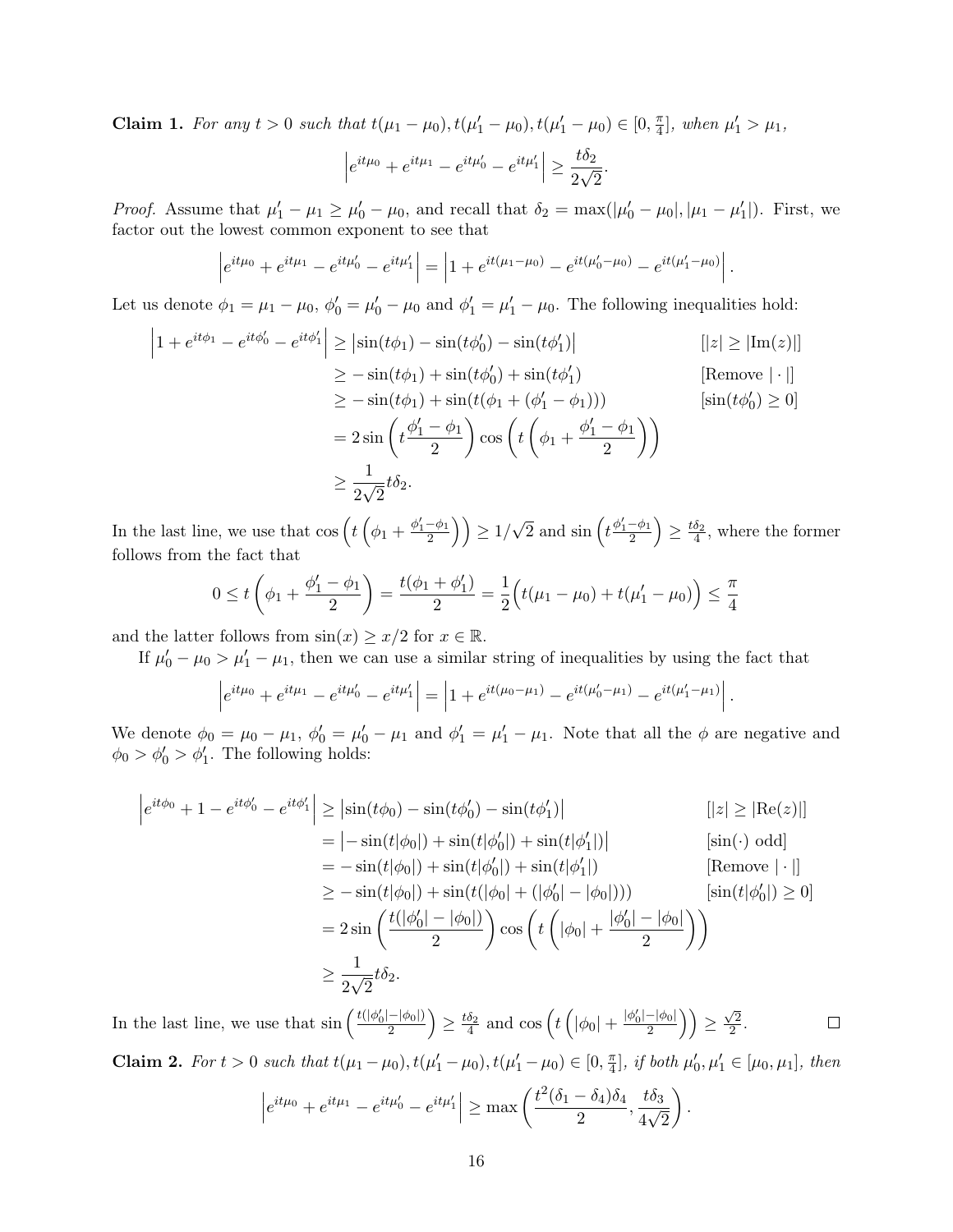**Claim 1.** *For any $t > 0$ such that $t(\mu_1 - \mu_0), t(\mu_1' - \mu_0), t(\mu_1' - \mu_0) \in [0, \frac{\pi}{4}]$, when $\mu_1' > \mu_1$,*

$$\left| e^{it\mu_0} + e^{it\mu_1} - e^{it\mu_0'} - e^{it\mu_1'} \right| \geq \frac{t\delta_2}{2\sqrt{2}}.$$

*Proof.* Assume that $\mu_1' - \mu_1 \geq \mu_0' - \mu_0$, and recall that $\delta_2 = \max(|\mu_0' - \mu_0|, |\mu_1 - \mu_1'|)$. First, we factor out the lowest common exponent to see that

$$\left| e^{it\mu_0} + e^{it\mu_1} - e^{it\mu_0'} - e^{it\mu_1'} \right| = \left| 1 + e^{it(\mu_1 - \mu_0)} - e^{it(\mu_0' - \mu_0)} - e^{it(\mu_1' - \mu_0)} \right|.$$

Let us denote $\phi_1 = \mu_1 - \mu_0$, $\phi_0' = \mu_0' - \mu_0$ and $\phi_1' = \mu_1' - \mu_0$. The following inequalities hold:

$$\begin{aligned}
\left| 1 + e^{it\phi_1} - e^{it\phi_0'} - e^{it\phi_1'} \right| &\geq \left| \sin(t\phi_1) - \sin(t\phi_0') - \sin(t\phi_1') \right| && [|z| \geq |\mathrm{Im}(z)|] \\
&\geq -\sin(t\phi_1) + \sin(t\phi_0') + \sin(t\phi_1') && [\text{Remove } |\cdot|] \\
&\geq -\sin(t\phi_1) + \sin(t(\phi_1 + (\phi_1' - \phi_1))) && [\sin(t\phi_0') \geq 0] \\
&= 2\sin\left(t\frac{\phi_1' - \phi_1}{2}\right)\cos\left(t\left(\phi_1 + \frac{\phi_1' - \phi_1}{2}\right)\right) \\
&\geq \frac{1}{2\sqrt{2}} t\delta_2.
\end{aligned}$$

In the last line, we use that $\cos\left(t\left(\phi_1 + \frac{\phi_1' - \phi_1}{2}\right)\right) \geq 1/\sqrt{2}$ and $\sin\left(t\frac{\phi_1' - \phi_1}{2}\right) \geq \frac{t\delta_2}{4}$, where the former follows from the fact that

$$0 \leq t\left(\phi_1 + \frac{\phi_1' - \phi_1}{2}\right) = \frac{t(\phi_1 + \phi_1')}{2} = \frac{1}{2}\Big(t(\mu_1 - \mu_0) + t(\mu_1' - \mu_0)\Big) \leq \frac{\pi}{4}$$

and the latter follows from $\sin(x) \geq x/2$ for $x \in \mathbb{R}$.

If $\mu_0' - \mu_0 > \mu_1' - \mu_1$, then we can use a similar string of inequalities by using the fact that

$$\left| e^{it\mu_0} + e^{it\mu_1} - e^{it\mu_0'} - e^{it\mu_1'} \right| = \left| 1 + e^{it(\mu_0 - \mu_1)} - e^{it(\mu_0' - \mu_1)} - e^{it(\mu_1' - \mu_1)} \right|.$$

We denote $\phi_0 = \mu_0 - \mu_1$, $\phi_0' = \mu_0' - \mu_1$ and $\phi_1' = \mu_1' - \mu_1$. Note that all the $\phi$ are negative and $\phi_0 > \phi_0' > \phi_1'$. The following holds:

$$\begin{aligned}
\left| e^{it\phi_0} + 1 - e^{it\phi_0'} - e^{it\phi_1'} \right| &\geq \left| \sin(t\phi_0) - \sin(t\phi_0') - \sin(t\phi_1') \right| && [|z| \geq |\mathrm{Re}(z)|] \\
&= \left| -\sin(t|\phi_0|) + \sin(t|\phi_0'|) + \sin(t|\phi_1'|) \right| && [\sin(\cdot) \text{ odd}] \\
&= -\sin(t|\phi_0|) + \sin(t|\phi_0'|) + \sin(t|\phi_1'|) && [\text{Remove } |\cdot|] \\
&\geq -\sin(t|\phi_0|) + \sin(t(|\phi_0| + (|\phi_0'| - |\phi_0|))) && [\sin(t|\phi_0'|) \geq 0] \\
&= 2\sin\left(\frac{t(|\phi_0'| - |\phi_0|)}{2}\right)\cos\left(t\left(|\phi_0| + \frac{|\phi_0'| - |\phi_0|}{2}\right)\right) \\
&\geq \frac{1}{2\sqrt{2}} t\delta_2.
\end{aligned}$$

In the last line, we use that $\sin\left(\frac{t(|\phi_0'| - |\phi_0|)}{2}\right) \geq \frac{t\delta_2}{4}$ and $\cos\left(t\left(|\phi_0| + \frac{|\phi_0'| - |\phi_0|}{2}\right)\right) \geq \frac{\sqrt{2}}{2}$. □

**Claim 2.** *For $t > 0$ such that $t(\mu_1 - \mu_0), t(\mu_1' - \mu_0), t(\mu_1' - \mu_0) \in [0, \frac{\pi}{4}]$, if both $\mu_0', \mu_1' \in [\mu_0, \mu_1]$, then*

$$\left| e^{it\mu_0} + e^{it\mu_1} - e^{it\mu_0'} - e^{it\mu_1'} \right| \geq \max\left(\frac{t^2(\delta_1 - \delta_4)\delta_4}{2}, \frac{t\delta_3}{4\sqrt{2}}\right).$$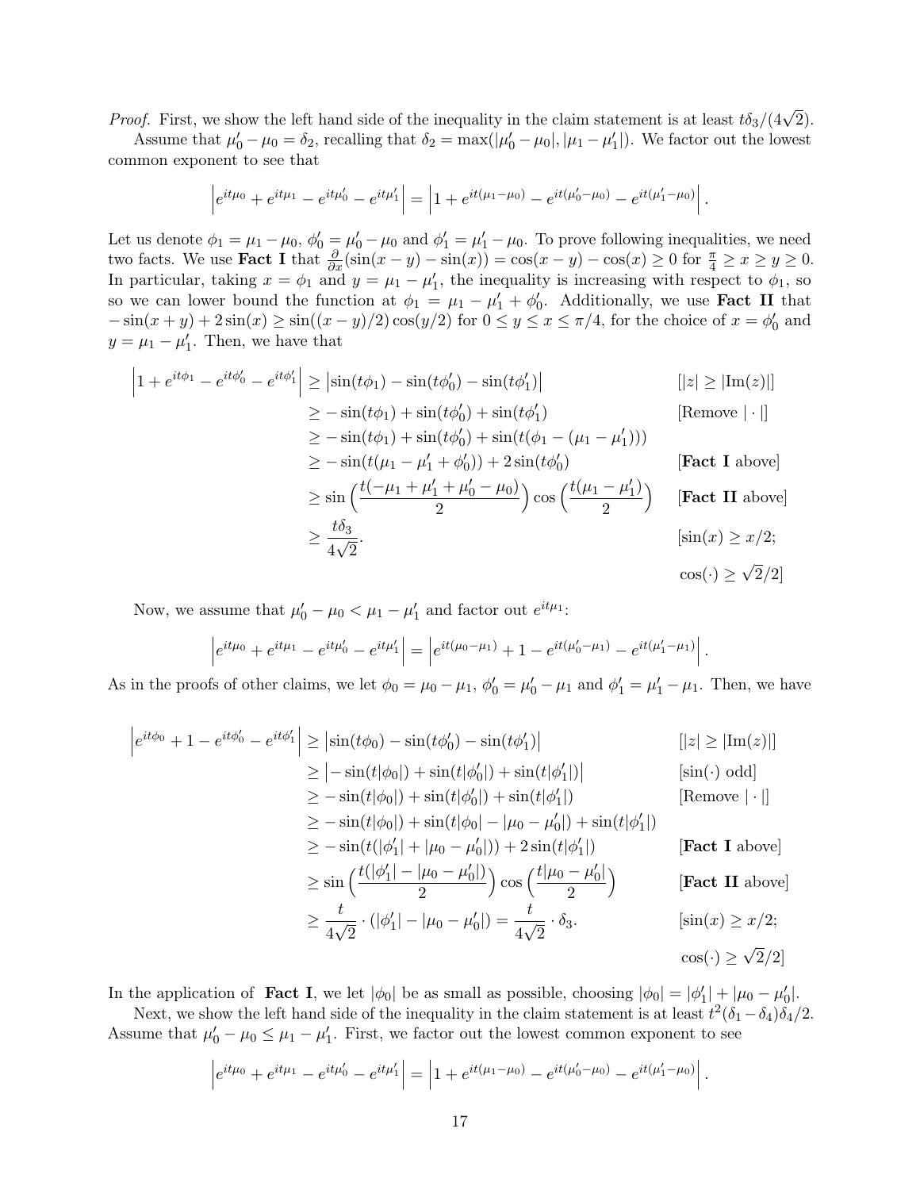*Proof.* First, we show the left hand side of the inequality in the claim statement is at least $t\delta_3/(4\sqrt{2})$.

Assume that $\mu_0' - \mu_0 = \delta_2$, recalling that $\delta_2 = \max(|\mu_0' - \mu_0|, |\mu_1 - \mu_1'|)$. We factor out the lowest common exponent to see that

$$\left|e^{it\mu_0} + e^{it\mu_1} - e^{it\mu_0'} - e^{it\mu_1'}\right| = \left|1 + e^{it(\mu_1 - \mu_0)} - e^{it(\mu_0' - \mu_0)} - e^{it(\mu_1' - \mu_0)}\right|.$$

Let us denote $\phi_1 = \mu_1 - \mu_0$, $\phi_0' = \mu_0' - \mu_0$ and $\phi_1' = \mu_1' - \mu_0$. To prove following inequalities, we need two facts. We use **Fact I** that $\frac{\partial}{\partial x}(\sin(x-y) - \sin(x)) = \cos(x-y) - \cos(x) \geq 0$ for $\frac{\pi}{4} \geq x \geq y \geq 0$. In particular, taking $x = \phi_1$ and $y = \mu_1 - \mu_1'$, the inequality is increasing with respect to $\phi_1$, so so we can lower bound the function at $\phi_1 = \mu_1 - \mu_1' + \phi_0'$. Additionally, we use **Fact II** that $-\sin(x+y) + 2\sin(x) \geq \sin((x-y)/2)\cos(y/2)$ for $0 \leq y \leq x \leq \pi/4$, for the choice of $x = \phi_0'$ and $y = \mu_1 - \mu_1'$. Then, we have that

$$
\begin{aligned}
\left|1 + e^{it\phi_1} - e^{it\phi_0'} - e^{it\phi_1'}\right| &\geq \left|\sin(t\phi_1) - \sin(t\phi_0') - \sin(t\phi_1')\right| && [|z| \geq |\mathrm{Im}(z)|] \\
&\geq -\sin(t\phi_1) + \sin(t\phi_0') + \sin(t\phi_1') && [\text{Remove } |\cdot|] \\
&\geq -\sin(t\phi_1) + \sin(t\phi_0') + \sin(t(\phi_1 - (\mu_1 - \mu_1'))) \\
&\geq -\sin(t(\mu_1 - \mu_1' + \phi_0')) + 2\sin(t\phi_0') && [\textbf{Fact I} \text{ above}] \\
&\geq \sin\left(\frac{t(-\mu_1 + \mu_1' + \mu_0' - \mu_0)}{2}\right)\cos\left(\frac{t(\mu_1 - \mu_1')}{2}\right) && [\textbf{Fact II} \text{ above}] \\
&\geq \frac{t\delta_3}{4\sqrt{2}}. && [\sin(x) \geq x/2; \\
& && \cos(\cdot) \geq \sqrt{2}/2]
\end{aligned}
$$

Now, we assume that $\mu_0' - \mu_0 < \mu_1 - \mu_1'$ and factor out $e^{it\mu_1}$:

$$\left|e^{it\mu_0} + e^{it\mu_1} - e^{it\mu_0'} - e^{it\mu_1'}\right| = \left|e^{it(\mu_0 - \mu_1)} + 1 - e^{it(\mu_0' - \mu_1)} - e^{it(\mu_1' - \mu_1)}\right|.$$

As in the proofs of other claims, we let $\phi_0 = \mu_0 - \mu_1$, $\phi_0' = \mu_0' - \mu_1$ and $\phi_1' = \mu_1' - \mu_1$. Then, we have

$$
\begin{aligned}
\left|e^{it\phi_0} + 1 - e^{it\phi_0'} - e^{it\phi_1'}\right| &\geq \left|\sin(t\phi_0) - \sin(t\phi_0') - \sin(t\phi_1')\right| && [|z| \geq |\mathrm{Im}(z)|] \\
&\geq \left|-\sin(t|\phi_0|) + \sin(t|\phi_0'|) + \sin(t|\phi_1'|)\right| && [\sin(\cdot) \text{ odd}] \\
&\geq -\sin(t|\phi_0|) + \sin(t|\phi_0'|) + \sin(t|\phi_1'|) && [\text{Remove } |\cdot|] \\
&\geq -\sin(t|\phi_0|) + \sin(t|\phi_0| - |\mu_0 - \mu_0'|) + \sin(t|\phi_1'|) \\
&\geq -\sin(t(|\phi_1'| + |\mu_0 - \mu_0'|)) + 2\sin(t|\phi_1'|) && [\textbf{Fact I} \text{ above}] \\
&\geq \sin\left(\frac{t(|\phi_1'| - |\mu_0 - \mu_0'|)}{2}\right)\cos\left(\frac{t|\mu_0 - \mu_0'|}{2}\right) && [\textbf{Fact II} \text{ above}] \\
&\geq \frac{t}{4\sqrt{2}} \cdot (|\phi_1'| - |\mu_0 - \mu_0'|) = \frac{t}{4\sqrt{2}} \cdot \delta_3. && [\sin(x) \geq x/2; \\
& && \cos(\cdot) \geq \sqrt{2}/2]
\end{aligned}
$$

In the application of **Fact I**, we let $|\phi_0|$ be as small as possible, choosing $|\phi_0| = |\phi_1'| + |\mu_0 - \mu_0'|$.

Next, we show the left hand side of the inequality in the claim statement is at least $t^2(\delta_1 - \delta_4)\delta_4/2$. Assume that $\mu_0' - \mu_0 \leq \mu_1 - \mu_1'$. First, we factor out the lowest common exponent to see

$$\left|e^{it\mu_0} + e^{it\mu_1} - e^{it\mu_0'} - e^{it\mu_1'}\right| = \left|1 + e^{it(\mu_1 - \mu_0)} - e^{it(\mu_0' - \mu_0)} - e^{it(\mu_1' - \mu_0)}\right|.$$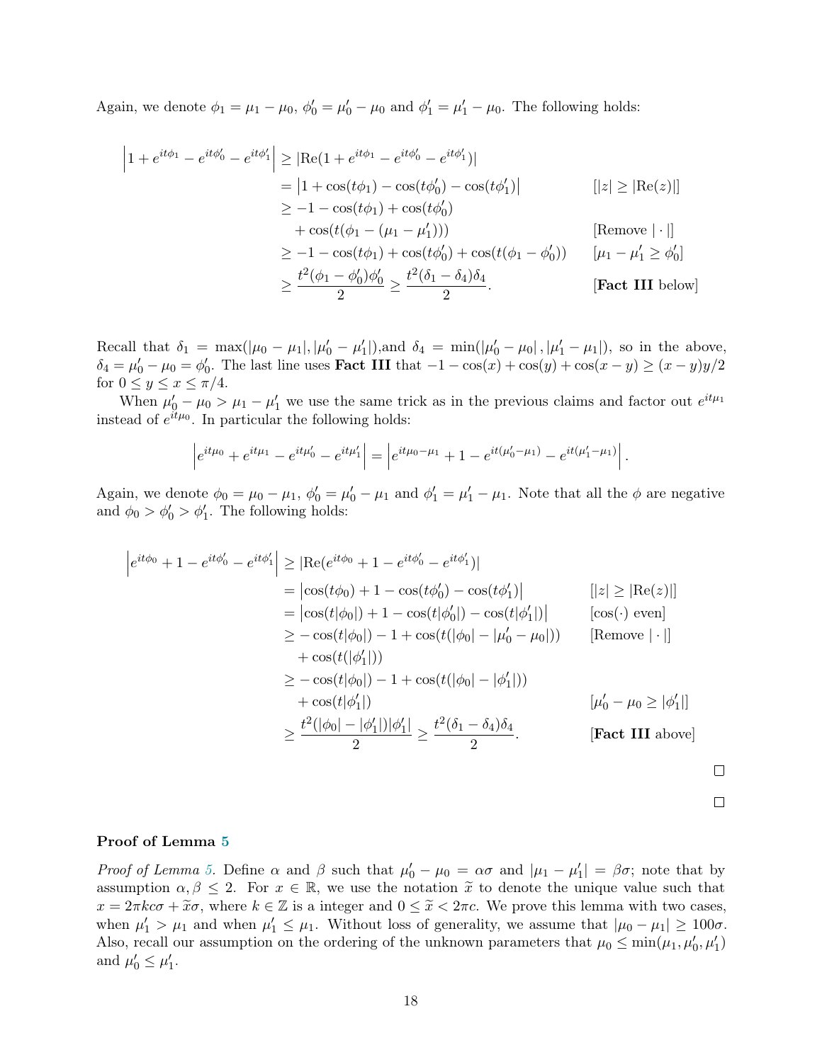Again, we denote $\phi_1 = \mu_1 - \mu_0$, $\phi_0' = \mu_0' - \mu_0$ and $\phi_1' = \mu_1' - \mu_0$. The following holds:

$$
\begin{aligned}
\left|1 + e^{it\phi_1} - e^{it\phi_0'} - e^{it\phi_1'}\right| &\geq |\mathrm{Re}(1 + e^{it\phi_1} - e^{it\phi_0'} - e^{it\phi_1'})| \\
&= \left|1 + \cos(t\phi_1) - \cos(t\phi_0') - \cos(t\phi_1')\right| && [|z| \geq |\mathrm{Re}(z)|] \\
&\geq -1 - \cos(t\phi_1) + \cos(t\phi_0') \\
&\quad + \cos(t(\phi_1 - (\mu_1 - \mu_1'))) && [\text{Remove } |\cdot|] \\
&\geq -1 - \cos(t\phi_1) + \cos(t\phi_0') + \cos(t(\phi_1 - \phi_0')) && [\mu_1 - \mu_1' \geq \phi_0'] \\
&\geq \frac{t^2(\phi_1 - \phi_0')\phi_0'}{2} \geq \frac{t^2(\delta_1 - \delta_4)\delta_4}{2}. && [\textbf{Fact III} \text{ below}]
\end{aligned}
$$

Recall that $\delta_1 = \max(|\mu_0 - \mu_1|, |\mu_0' - \mu_1'|)$,and $\delta_4 = \min(|\mu_0' - \mu_0|, |\mu_1' - \mu_1|)$, so in the above, $\delta_4 = \mu_0' - \mu_0 = \phi_0'$. The last line uses **Fact III** that $-1 - \cos(x) + \cos(y) + \cos(x - y) \geq (x - y)y/2$ for $0 \leq y \leq x \leq \pi/4$.

When $\mu_0' - \mu_0 > \mu_1 - \mu_1'$ we use the same trick as in the previous claims and factor out $e^{it\mu_1}$ instead of $e^{it\mu_0}$. In particular the following holds:

$$
\left|e^{it\mu_0} + e^{it\mu_1} - e^{it\mu_0'} - e^{it\mu_1'}\right| = \left|e^{it\mu_0 - \mu_1} + 1 - e^{it(\mu_0' - \mu_1)} - e^{it(\mu_1' - \mu_1)}\right|.
$$

Again, we denote $\phi_0 = \mu_0 - \mu_1$, $\phi_0' = \mu_0' - \mu_1$ and $\phi_1' = \mu_1' - \mu_1$. Note that all the $\phi$ are negative and $\phi_0 > \phi_0' > \phi_1'$. The following holds:

$$
\begin{aligned}
\left|e^{it\phi_0} + 1 - e^{it\phi_0'} - e^{it\phi_1'}\right| &\geq |\mathrm{Re}(e^{it\phi_0} + 1 - e^{it\phi_0'} - e^{it\phi_1'})| \\
&= \left|\cos(t\phi_0) + 1 - \cos(t\phi_0') - \cos(t\phi_1')\right| && [|z| \geq |\mathrm{Re}(z)|] \\
&= \left|\cos(t|\phi_0|) + 1 - \cos(t|\phi_0'|) - \cos(t|\phi_1'|)\right| && [\cos(\cdot) \text{ even}] \\
&\geq -\cos(t|\phi_0|) - 1 + \cos(t(|\phi_0| - |\mu_0' - \mu_0|)) && [\text{Remove } |\cdot|] \\
&\quad + \cos(t(|\phi_1'|)) \\
&\geq -\cos(t|\phi_0|) - 1 + \cos(t(|\phi_0| - |\phi_1'|)) \\
&\quad + \cos(t|\phi_1'|) && [\mu_0' - \mu_0 \geq |\phi_1'|] \\
&\geq \frac{t^2(|\phi_0| - |\phi_1'|)|\phi_1'|}{2} \geq \frac{t^2(\delta_1 - \delta_4)\delta_4}{2}. && [\textbf{Fact III} \text{ above}]
\end{aligned}
$$

□

□

**Proof of Lemma 5**

*Proof of Lemma 5.* Define $\alpha$ and $\beta$ such that $\mu_0' - \mu_0 = \alpha\sigma$ and $|\mu_1 - \mu_1'| = \beta\sigma$; note that by assumption $\alpha, \beta \leq 2$. For $x \in \mathbb{R}$, we use the notation $\widetilde{x}$ to denote the unique value such that $x = 2\pi kc\sigma + \widetilde{x}\sigma$, where $k \in \mathbb{Z}$ is a integer and $0 \leq \widetilde{x} < 2\pi c$. We prove this lemma with two cases, when $\mu_1' > \mu_1$ and when $\mu_1' \leq \mu_1$. Without loss of generality, we assume that $|\mu_0 - \mu_1| \geq 100\sigma$. Also, recall our assumption on the ordering of the unknown parameters that $\mu_0 \leq \min(\mu_1, \mu_0', \mu_1')$ and $\mu_0' \leq \mu_1'$.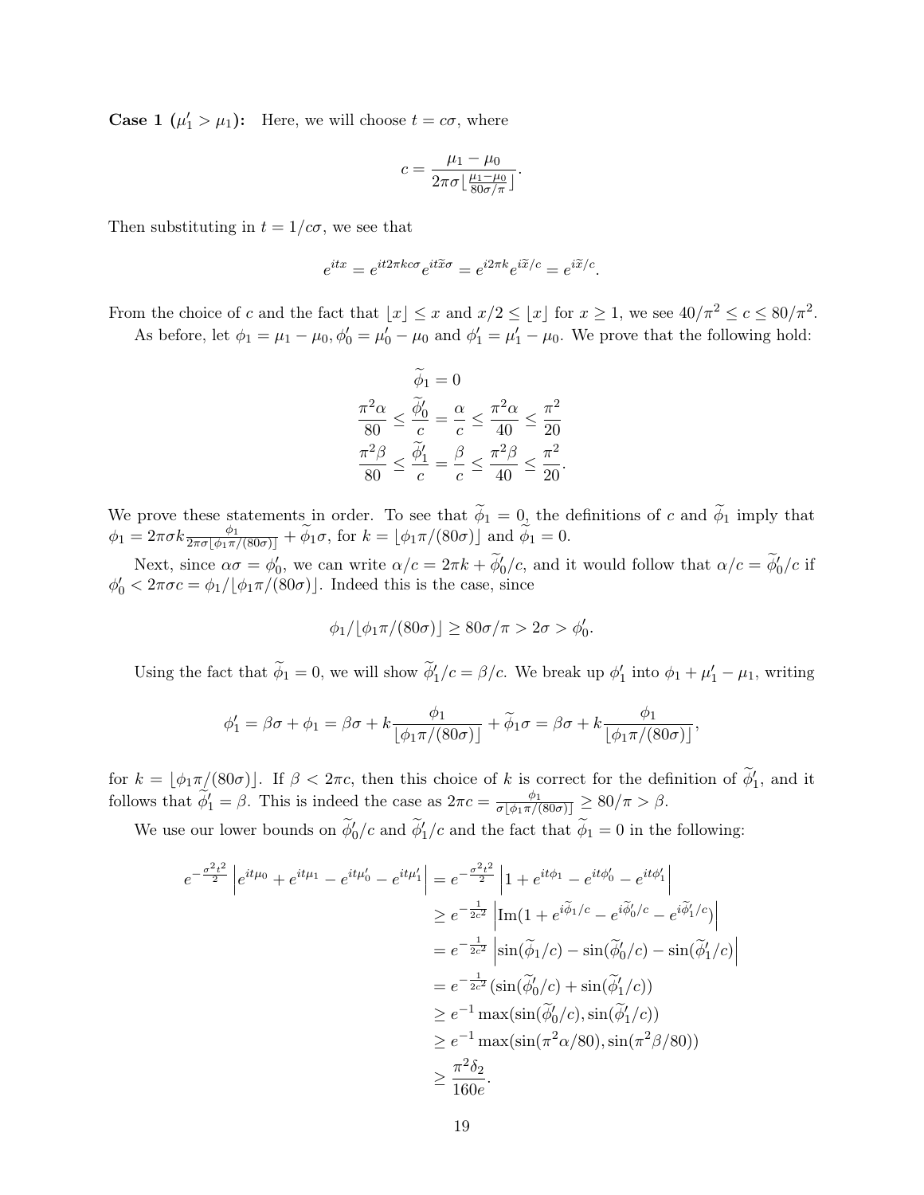**Case 1 ($\mu_1' > \mu_1$):** Here, we will choose $t = c\sigma$, where

$$c = \frac{\mu_1 - \mu_0}{2\pi\sigma\lfloor\frac{\mu_1-\mu_0}{80\sigma/\pi}\rfloor}.$$

Then substituting in $t = 1/c\sigma$, we see that

$$e^{itx} = e^{it2\pi kc\sigma}e^{it\widetilde{x}\sigma} = e^{i2\pi k}e^{i\widetilde{x}/c} = e^{i\widetilde{x}/c}.$$

From the choice of $c$ and the fact that $\lfloor x\rfloor \le x$ and $x/2 \le \lfloor x\rfloor$ for $x \ge 1$, we see $40/\pi^2 \le c \le 80/\pi^2$.

As before, let $\phi_1 = \mu_1 - \mu_0, \phi_0' = \mu_0' - \mu_0$ and $\phi_1' = \mu_1' - \mu_0$. We prove that the following hold:

$$\begin{gathered}
\widetilde{\phi}_1 = 0 \\
\frac{\pi^2\alpha}{80} \le \frac{\widetilde{\phi}_0'}{c} = \frac{\alpha}{c} \le \frac{\pi^2\alpha}{40} \le \frac{\pi^2}{20} \\
\frac{\pi^2\beta}{80} \le \frac{\widetilde{\phi}_1'}{c} = \frac{\beta}{c} \le \frac{\pi^2\beta}{40} \le \frac{\pi^2}{20}.
\end{gathered}$$

We prove these statements in order. To see that $\widetilde{\phi}_1 = 0$, the definitions of $c$ and $\widetilde{\phi}_1$ imply that $\phi_1 = 2\pi\sigma k\frac{\phi_1}{2\pi\sigma\lfloor\phi_1\pi/(80\sigma)\rfloor} + \widetilde{\phi}_1\sigma$, for $k = \lfloor\phi_1\pi/(80\sigma)\rfloor$ and $\widetilde{\phi}_1 = 0$.

Next, since $\alpha\sigma = \phi_0'$, we can write $\alpha/c = 2\pi k + \widetilde{\phi}_0'/c$, and it would follow that $\alpha/c = \widetilde{\phi}_0'/c$ if $\phi_0' < 2\pi\sigma c = \phi_1/\lfloor\phi_1\pi/(80\sigma)\rfloor$. Indeed this is the case, since

$$\phi_1/\lfloor\phi_1\pi/(80\sigma)\rfloor \ge 80\sigma/\pi > 2\sigma > \phi_0'.$$

Using the fact that $\widetilde{\phi}_1 = 0$, we will show $\widetilde{\phi}_1'/c = \beta/c$. We break up $\phi_1'$ into $\phi_1 + \mu_1' - \mu_1$, writing

$$\phi_1' = \beta\sigma + \phi_1 = \beta\sigma + k\frac{\phi_1}{\lfloor\phi_1\pi/(80\sigma)\rfloor} + \widetilde{\phi}_1\sigma = \beta\sigma + k\frac{\phi_1}{\lfloor\phi_1\pi/(80\sigma)\rfloor},$$

for $k = \lfloor\phi_1\pi/(80\sigma)\rfloor$. If $\beta < 2\pi c$, then this choice of $k$ is correct for the definition of $\widetilde{\phi}_1'$, and it follows that $\widetilde{\phi}_1' = \beta$. This is indeed the case as $2\pi c = \frac{\phi_1}{\sigma\lfloor\phi_1\pi/(80\sigma)\rfloor} \ge 80/\pi > \beta$.

We use our lower bounds on $\widetilde{\phi}_0'/c$ and $\widetilde{\phi}_1'/c$ and the fact that $\widetilde{\phi}_1 = 0$ in the following:

$$\begin{aligned}
e^{-\frac{\sigma^2t^2}{2}}\left|e^{it\mu_0} + e^{it\mu_1} - e^{it\mu_0'} - e^{it\mu_1'}\right| &= e^{-\frac{\sigma^2t^2}{2}}\left|1 + e^{it\phi_1} - e^{it\phi_0'} - e^{it\phi_1'}\right| \\
&\ge e^{-\frac{1}{2c^2}}\left|\mathrm{Im}(1 + e^{i\widetilde{\phi}_1/c} - e^{i\widetilde{\phi}_0'/c} - e^{i\widetilde{\phi}_1'/c})\right| \\
&= e^{-\frac{1}{2c^2}}\left|\sin(\widetilde{\phi}_1/c) - \sin(\widetilde{\phi}_0'/c) - \sin(\widetilde{\phi}_1'/c)\right| \\
&= e^{-\frac{1}{2c^2}}(\sin(\widetilde{\phi}_0'/c) + \sin(\widetilde{\phi}_1'/c)) \\
&\ge e^{-1}\max(\sin(\widetilde{\phi}_0'/c), \sin(\widetilde{\phi}_1'/c)) \\
&\ge e^{-1}\max(\sin(\pi^2\alpha/80), \sin(\pi^2\beta/80)) \\
&\ge \frac{\pi^2\delta_2}{160e}.
\end{aligned}$$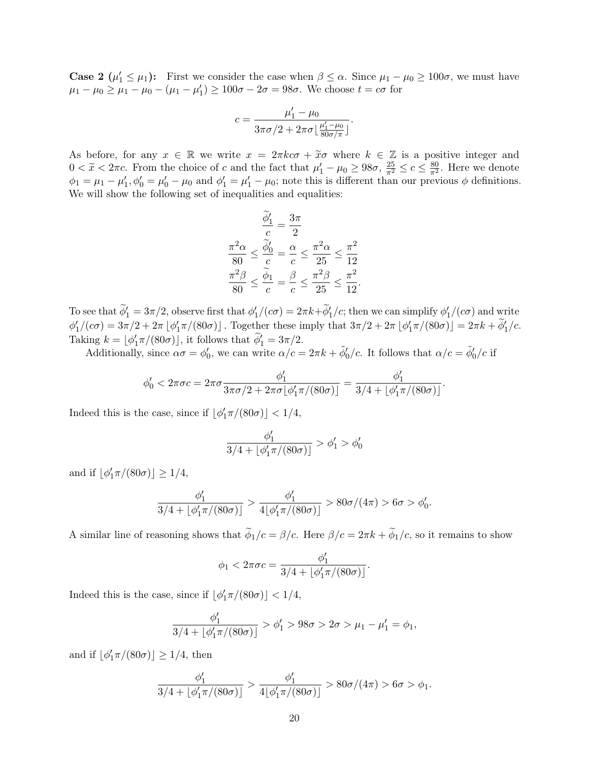**Case 2 ($\mu_1' \leq \mu_1$):** First we consider the case when $\beta \leq \alpha$. Since $\mu_1 - \mu_0 \geq 100\sigma$, we must have $\mu_1 - \mu_0 \geq \mu_1 - \mu_0 - (\mu_1 - \mu_1') \geq 100\sigma - 2\sigma = 98\sigma$. We choose $t = c\sigma$ for

$$c = \frac{\mu_1' - \mu_0}{3\pi\sigma/2 + 2\pi\sigma\lfloor \frac{\mu_1' - \mu_0}{80\sigma/\pi} \rfloor}.$$

As before, for any $x \in \mathbb{R}$ we write $x = 2\pi kc\sigma + \widetilde{x}\sigma$ where $k \in \mathbb{Z}$ is a positive integer and $0 < \widetilde{x} < 2\pi c$. From the choice of $c$ and the fact that $\mu_1' - \mu_0 \geq 98\sigma$, $\frac{25}{\pi^2} \leq c \leq \frac{80}{\pi^2}$. Here we denote $\phi_1 = \mu_1 - \mu_1', \phi_0' = \mu_0' - \mu_0$ and $\phi_1' = \mu_1' - \mu_0$; note this is different than our previous $\phi$ definitions. We will show the following set of inequalities and equalities:

$$\begin{gathered}
\frac{\widetilde{\phi}_1'}{c} = \frac{3\pi}{2} \\
\frac{\pi^2\alpha}{80} \leq \frac{\widetilde{\phi}_0'}{c} = \frac{\alpha}{c} \leq \frac{\pi^2\alpha}{25} \leq \frac{\pi^2}{12} \\
\frac{\pi^2\beta}{80} \leq \frac{\widetilde{\phi}_1}{c} = \frac{\beta}{c} \leq \frac{\pi^2\beta}{25} \leq \frac{\pi^2}{12}.
\end{gathered}$$

To see that $\widetilde{\phi}_1' = 3\pi/2$, observe first that $\phi_1'/(c\sigma) = 2\pi k + \widetilde{\phi}_1'/c$; then we can simplify $\phi_1'/(c\sigma)$ and write $\phi_1'/(c\sigma) = 3\pi/2 + 2\pi\lfloor \phi_1'\pi/(80\sigma) \rfloor$. Together these imply that $3\pi/2 + 2\pi\lfloor \phi_1'\pi/(80\sigma) \rfloor = 2\pi k + \widetilde{\phi}_1'/c$. Taking $k = \lfloor \phi_1'\pi/(80\sigma) \rfloor$, it follows that $\widetilde{\phi}_1' = 3\pi/2$.

Additionally, since $\alpha\sigma = \phi_0'$, we can write $\alpha/c = 2\pi k + \tilde{\phi}_0'/c$. It follows that $\alpha/c = \tilde{\phi}_0'/c$ if

$$\phi_0' < 2\pi\sigma c = 2\pi\sigma\frac{\phi_1'}{3\pi\sigma/2 + 2\pi\sigma\lfloor \phi_1'\pi/(80\sigma) \rfloor} = \frac{\phi_1'}{3/4 + \lfloor \phi_1'\pi/(80\sigma) \rfloor}.$$

Indeed this is the case, since if $\lfloor \phi_1'\pi/(80\sigma) \rfloor < 1/4$,

$$\frac{\phi_1'}{3/4 + \lfloor \phi_1'\pi/(80\sigma) \rfloor} > \phi_1' > \phi_0'$$

and if $\lfloor \phi_1'\pi/(80\sigma) \rfloor \geq 1/4$,

$$\frac{\phi_1'}{3/4 + \lfloor \phi_1'\pi/(80\sigma) \rfloor} > \frac{\phi_1'}{4\lfloor \phi_1'\pi/(80\sigma) \rfloor} > 80\sigma/(4\pi) > 6\sigma > \phi_0'.$$

A similar line of reasoning shows that $\widetilde{\phi}_1/c = \beta/c$. Here $\beta/c = 2\pi k + \widetilde{\phi}_1/c$, so it remains to show

$$\phi_1 < 2\pi\sigma c = \frac{\phi_1'}{3/4 + \lfloor \phi_1'\pi/(80\sigma) \rfloor}.$$

Indeed this is the case, since if $\lfloor \phi_1'\pi/(80\sigma) \rfloor < 1/4$,

$$\frac{\phi_1'}{3/4 + \lfloor \phi_1'\pi/(80\sigma) \rfloor} > \phi_1' > 98\sigma > 2\sigma > \mu_1 - \mu_1' = \phi_1,$$

and if $\lfloor \phi_1'\pi/(80\sigma) \rfloor \geq 1/4$, then

$$\frac{\phi_1'}{3/4 + \lfloor \phi_1'\pi/(80\sigma) \rfloor} > \frac{\phi_1'}{4\lfloor \phi_1'\pi/(80\sigma) \rfloor} > 80\sigma/(4\pi) > 6\sigma > \phi_1.$$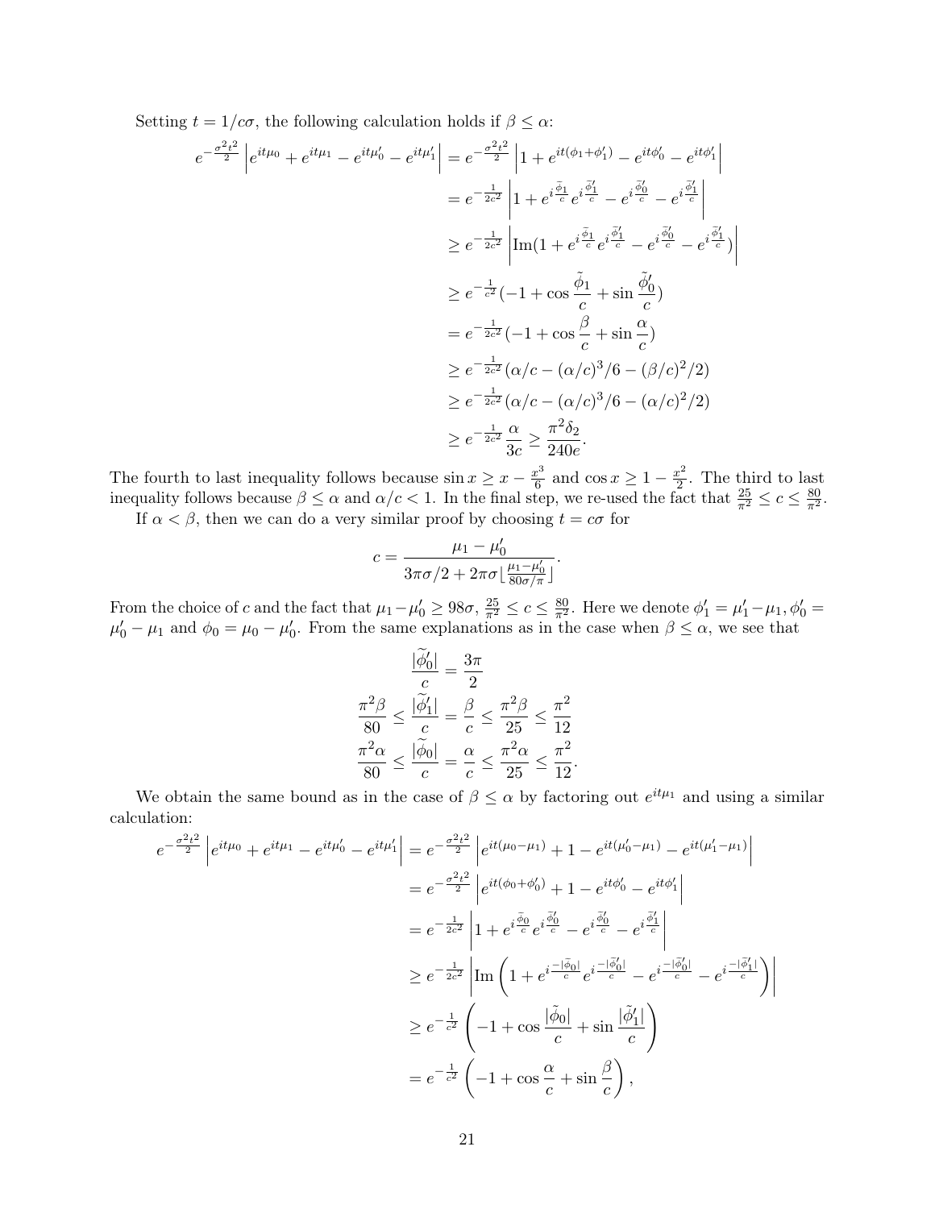Setting $t = 1/c\sigma$, the following calculation holds if $\beta \leq \alpha$:

$$
\begin{aligned}
e^{-\frac{\sigma^2 t^2}{2}} \left| e^{it\mu_0} + e^{it\mu_1} - e^{it\mu_0'} - e^{it\mu_1'} \right| &= e^{-\frac{\sigma^2 t^2}{2}} \left| 1 + e^{it(\phi_1 + \phi_1')} - e^{it\phi_0'} - e^{it\phi_1'} \right| \\
&= e^{-\frac{1}{2c^2}} \left| 1 + e^{i\frac{\tilde{\phi}_1}{c}} e^{i\frac{\tilde{\phi}_1'}{c}} - e^{i\frac{\tilde{\phi}_0'}{c}} - e^{i\frac{\tilde{\phi}_1'}{c}} \right| \\
&\geq e^{-\frac{1}{2c^2}} \left| \mathrm{Im}(1 + e^{i\frac{\tilde{\phi}_1}{c}} e^{i\frac{\tilde{\phi}_1'}{c}} - e^{i\frac{\tilde{\phi}_0'}{c}} - e^{i\frac{\tilde{\phi}_1'}{c}}) \right| \\
&\geq e^{-\frac{1}{c^2}} (-1 + \cos\frac{\tilde{\phi}_1}{c} + \sin\frac{\tilde{\phi}_0'}{c}) \\
&= e^{-\frac{1}{2c^2}} (-1 + \cos\frac{\beta}{c} + \sin\frac{\alpha}{c}) \\
&\geq e^{-\frac{1}{2c^2}} (\alpha/c - (\alpha/c)^3/6 - (\beta/c)^2/2) \\
&\geq e^{-\frac{1}{2c^2}} (\alpha/c - (\alpha/c)^3/6 - (\alpha/c)^2/2) \\
&\geq e^{-\frac{1}{2c^2}} \frac{\alpha}{3c} \geq \frac{\pi^2 \delta_2}{240e}.
\end{aligned}
$$

The fourth to last inequality follows because $\sin x \geq x - \frac{x^3}{6}$ and $\cos x \geq 1 - \frac{x^2}{2}$. The third to last inequality follows because $\beta \leq \alpha$ and $\alpha/c < 1$. In the final step, we re-used the fact that $\frac{25}{\pi^2} \leq c \leq \frac{80}{\pi^2}$.

If $\alpha < \beta$, then we can do a very similar proof by choosing $t = c\sigma$ for

$$
c = \frac{\mu_1 - \mu_0'}{3\pi\sigma/2 + 2\pi\sigma\lfloor\frac{\mu_1 - \mu_0'}{80\sigma/\pi}\rfloor}.
$$

From the choice of $c$ and the fact that $\mu_1 - \mu_0' \geq 98\sigma$, $\frac{25}{\pi^2} \leq c \leq \frac{80}{\pi^2}$. Here we denote $\phi_1' = \mu_1' - \mu_1, \phi_0' = \mu_0' - \mu_1$ and $\phi_0 = \mu_0 - \mu_0'$. From the same explanations as in the case when $\beta \leq \alpha$, we see that

$$
\begin{aligned}
\frac{|\widetilde{\phi_0'}|}{c} &= \frac{3\pi}{2} \\
\frac{\pi^2\beta}{80} \leq \frac{|\widetilde{\phi_1'}|}{c} &= \frac{\beta}{c} \leq \frac{\pi^2\beta}{25} \leq \frac{\pi^2}{12} \\
\frac{\pi^2\alpha}{80} \leq \frac{|\widetilde{\phi_0}|}{c} &= \frac{\alpha}{c} \leq \frac{\pi^2\alpha}{25} \leq \frac{\pi^2}{12}.
\end{aligned}
$$

We obtain the same bound as in the case of $\beta \leq \alpha$ by factoring out $e^{it\mu_1}$ and using a similar calculation:

$$
\begin{aligned}
e^{-\frac{\sigma^2 t^2}{2}} \left| e^{it\mu_0} + e^{it\mu_1} - e^{it\mu_0'} - e^{it\mu_1'} \right| &= e^{-\frac{\sigma^2 t^2}{2}} \left| e^{it(\mu_0 - \mu_1)} + 1 - e^{it(\mu_0' - \mu_1)} - e^{it(\mu_1' - \mu_1)} \right| \\
&= e^{-\frac{\sigma^2 t^2}{2}} \left| e^{it(\phi_0 + \phi_0')} + 1 - e^{it\phi_0'} - e^{it\phi_1'} \right| \\
&= e^{-\frac{1}{2c^2}} \left| 1 + e^{i\frac{\tilde{\phi}_0}{c}} e^{i\frac{\tilde{\phi}_0'}{c}} - e^{i\frac{\tilde{\phi}_0'}{c}} - e^{i\frac{\tilde{\phi}_1'}{c}} \right| \\
&\geq e^{-\frac{1}{2c^2}} \left| \mathrm{Im}\left(1 + e^{i\frac{-|\tilde{\phi}_0|}{c}} e^{i\frac{-|\tilde{\phi}_0'|}{c}} - e^{i\frac{-|\tilde{\phi}_0'|}{c}} - e^{i\frac{-|\tilde{\phi}_1'|}{c}}\right) \right| \\
&\geq e^{-\frac{1}{c^2}} \left( -1 + \cos\frac{|\tilde{\phi}_0|}{c} + \sin\frac{|\tilde{\phi}_1'|}{c} \right) \\
&= e^{-\frac{1}{c^2}} \left( -1 + \cos\frac{\alpha}{c} + \sin\frac{\beta}{c} \right),
\end{aligned}
$$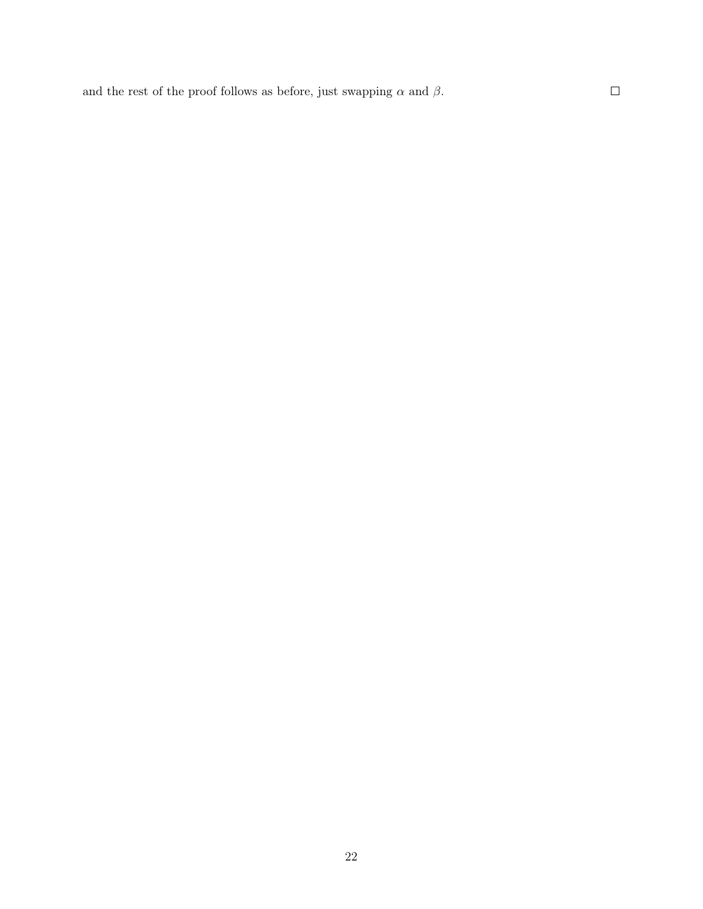and the rest of the proof follows as before, just swapping $\alpha$ and $\beta$. $\square$